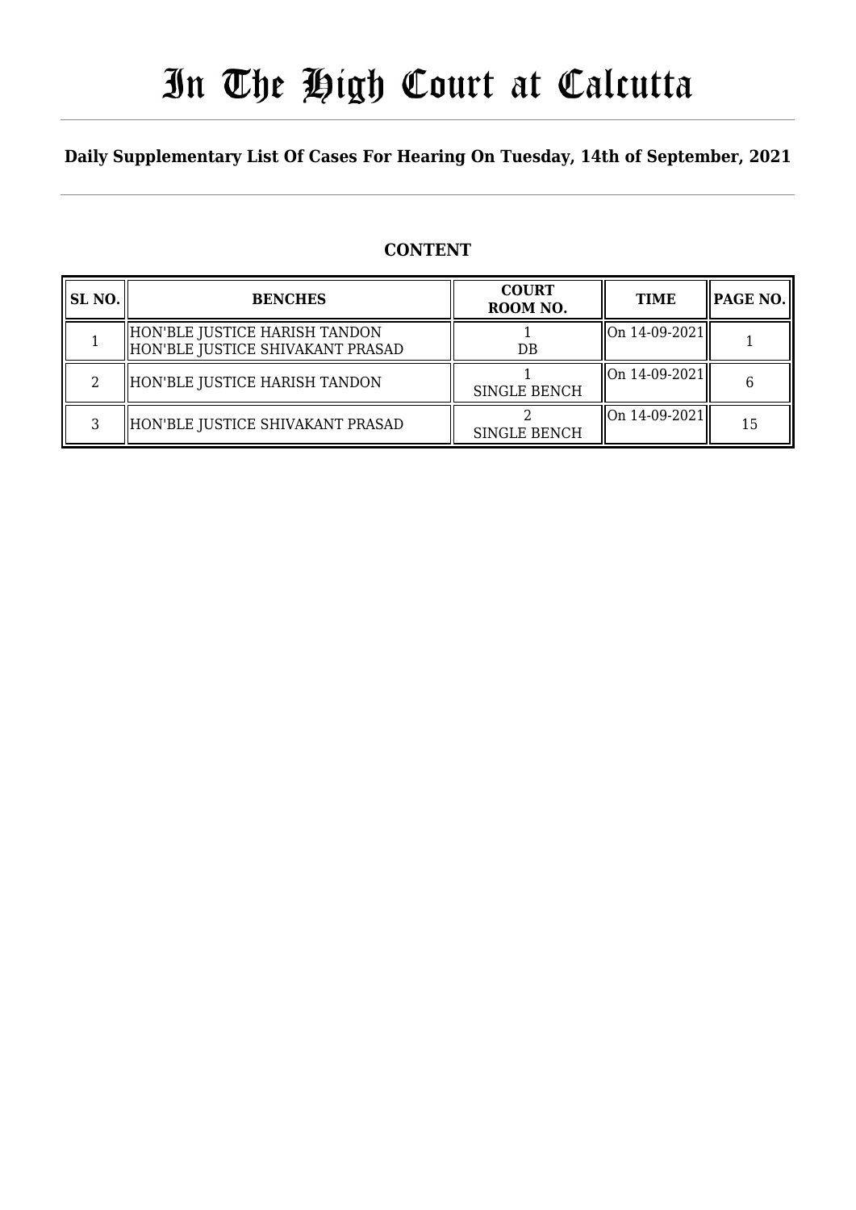# In The High Court at Calcutta

**Daily Supplementary List Of Cases For Hearing On Tuesday, 14th of September, 2021**

**CONTENT**

| SL NO. | BENCHES | COURT ROOM NO. | TIME | PAGE NO. |
|---|---|---|---|---|
| 1 | HON'BLE JUSTICE HARISH TANDON<br>HON'BLE JUSTICE SHIVAKANT PRASAD | 1<br>DB | On 14-09-2021 | 1 |
| 2 | HON'BLE JUSTICE HARISH TANDON | 1<br>SINGLE BENCH | On 14-09-2021 | 6 |
| 3 | HON'BLE JUSTICE SHIVAKANT PRASAD | 2<br>SINGLE BENCH | On 14-09-2021 | 15 |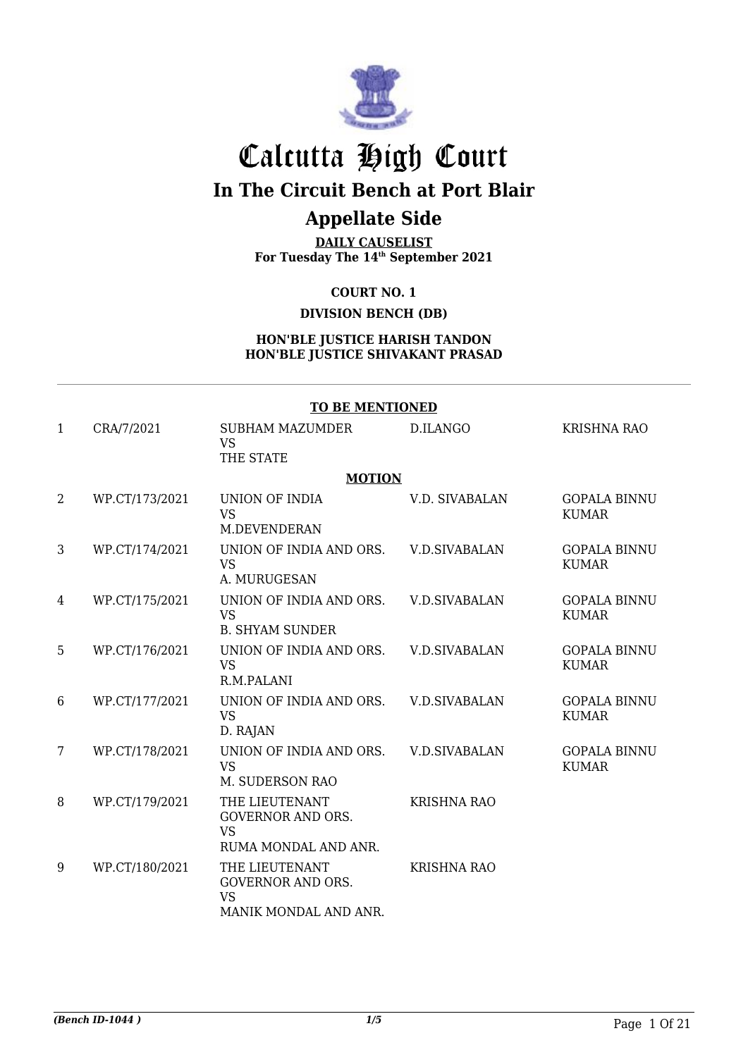# Calcutta High Court

## In The Circuit Bench at Port Blair

## Appellate Side

**DAILY CAUSELIST**
**For Tuesday The 14th September 2021**

**COURT NO. 1**

**DIVISION BENCH (DB)**

**HON'BLE JUSTICE HARISH TANDON**
**HON'BLE JUSTICE SHIVAKANT PRASAD**

**TO BE MENTIONED**

| | | | | |
|---|---|---|---|---|
| 1 | CRA/7/2021 | SUBHAM MAZUMDER VS THE STATE | D.ILANGO | KRISHNA RAO |

**MOTION**

| | | | | |
|---|---|---|---|---|
| 2 | WP.CT/173/2021 | UNION OF INDIA VS M.DEVENDERAN | V.D. SIVABALAN | GOPALA BINNU KUMAR |
| 3 | WP.CT/174/2021 | UNION OF INDIA AND ORS. VS A. MURUGESAN | V.D.SIVABALAN | GOPALA BINNU KUMAR |
| 4 | WP.CT/175/2021 | UNION OF INDIA AND ORS. VS B. SHYAM SUNDER | V.D.SIVABALAN | GOPALA BINNU KUMAR |
| 5 | WP.CT/176/2021 | UNION OF INDIA AND ORS. VS R.M.PALANI | V.D.SIVABALAN | GOPALA BINNU KUMAR |
| 6 | WP.CT/177/2021 | UNION OF INDIA AND ORS. VS D. RAJAN | V.D.SIVABALAN | GOPALA BINNU KUMAR |
| 7 | WP.CT/178/2021 | UNION OF INDIA AND ORS. VS M. SUDERSON RAO | V.D.SIVABALAN | GOPALA BINNU KUMAR |
| 8 | WP.CT/179/2021 | THE LIEUTENANT GOVERNOR AND ORS. VS RUMA MONDAL AND ANR. | KRISHNA RAO | |
| 9 | WP.CT/180/2021 | THE LIEUTENANT GOVERNOR AND ORS. VS MANIK MONDAL AND ANR. | KRISHNA RAO | |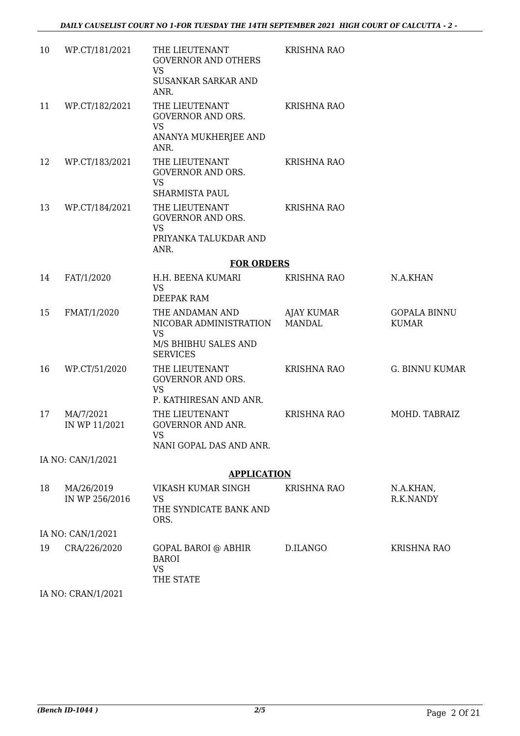| | | | | |
|---|---|---|---|---|
| 10 | WP.CT/181/2021 | THE LIEUTENANT GOVERNOR AND OTHERS VS SUSANKAR SARKAR AND ANR. | KRISHNA RAO | |
| 11 | WP.CT/182/2021 | THE LIEUTENANT GOVERNOR AND ORS. VS ANANYA MUKHERJEE AND ANR. | KRISHNA RAO | |
| 12 | WP.CT/183/2021 | THE LIEUTENANT GOVERNOR AND ORS. VS SHARMISTA PAUL | KRISHNA RAO | |
| 13 | WP.CT/184/2021 | THE LIEUTENANT GOVERNOR AND ORS. VS PRIYANKA TALUKDAR AND ANR. | KRISHNA RAO | |

**FOR ORDERS**

| | | | | |
|---|---|---|---|---|
| 14 | FAT/1/2020 | H.H. BEENA KUMARI VS DEEPAK RAM | KRISHNA RAO | N.A.KHAN |
| 15 | FMAT/1/2020 | THE ANDAMAN AND NICOBAR ADMINISTRATION VS M/S BHIBHU SALES AND SERVICES | AJAY KUMAR MANDAL | GOPALA BINNU KUMAR |
| 16 | WP.CT/51/2020 | THE LIEUTENANT GOVERNOR AND ORS. VS P. KATHIRESAN AND ANR. | KRISHNA RAO | G. BINNU KUMAR |
| 17 | MA/7/2021 IN WP 11/2021 | THE LIEUTENANT GOVERNOR AND ANR. VS NANI GOPAL DAS AND ANR. | KRISHNA RAO | MOHD. TABRAIZ |

IA NO: CAN/1/2021

**APPLICATION**

| | | | | |
|---|---|---|---|---|
| 18 | MA/26/2019 IN WP 256/2016 | VIKASH KUMAR SINGH VS THE SYNDICATE BANK AND ORS. | KRISHNA RAO | N.A.KHAN, R.K.NANDY |

IA NO: CAN/1/2021

| | | | | |
|---|---|---|---|---|
| 19 | CRA/226/2020 | GOPAL BAROI @ ABHIR BAROI VS THE STATE | D.ILANGO | KRISHNA RAO |

IA NO: CRAN/1/2021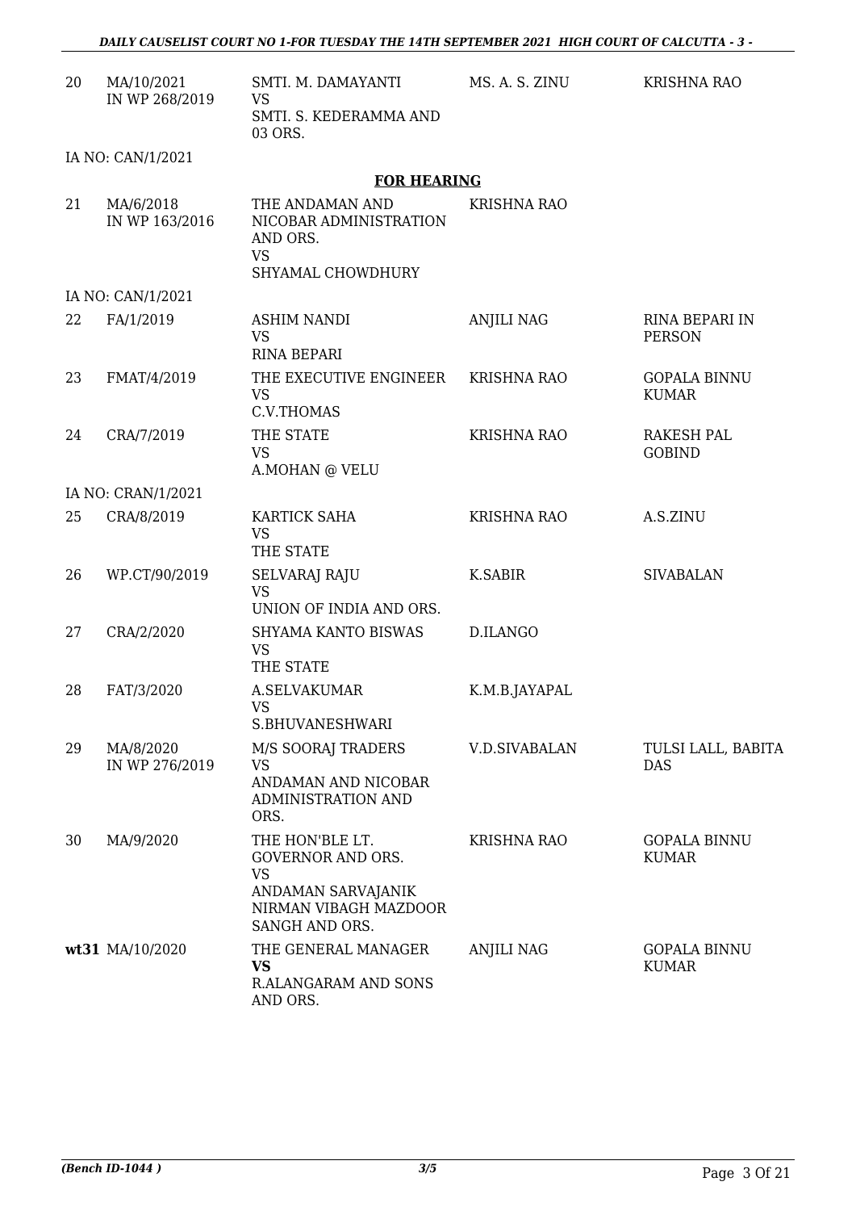| | | | | |
|---|---|---|---|---|
| 20 | MA/10/2021 IN WP 268/2019 | SMTI. M. DAMAYANTI VS SMTI. S. KEDERAMMA AND 03 ORS. | MS. A. S. ZINU | KRISHNA RAO |

IA NO: CAN/1/2021

**FOR HEARING**

| | | | | |
|---|---|---|---|---|
| 21 | MA/6/2018 IN WP 163/2016 | THE ANDAMAN AND NICOBAR ADMINISTRATION AND ORS. VS SHYAMAL CHOWDHURY | KRISHNA RAO | |

IA NO: CAN/1/2021

| | | | | |
|---|---|---|---|---|
| 22 | FA/1/2019 | ASHIM NANDI VS RINA BEPARI | ANJILI NAG | RINA BEPARI IN PERSON |
| 23 | FMAT/4/2019 | THE EXECUTIVE ENGINEER VS C.V.THOMAS | KRISHNA RAO | GOPALA BINNU KUMAR |
| 24 | CRA/7/2019 | THE STATE VS A.MOHAN @ VELU | KRISHNA RAO | RAKESH PAL GOBIND |

IA NO: CRAN/1/2021

| | | | | |
|---|---|---|---|---|
| 25 | CRA/8/2019 | KARTICK SAHA VS THE STATE | KRISHNA RAO | A.S.ZINU |
| 26 | WP.CT/90/2019 | SELVARAJ RAJU VS UNION OF INDIA AND ORS. | K.SABIR | SIVABALAN |
| 27 | CRA/2/2020 | SHYAMA KANTO BISWAS VS THE STATE | D.ILANGO | |
| 28 | FAT/3/2020 | A.SELVAKUMAR VS S.BHUVANESHWARI | K.M.B.JAYAPAL | |
| 29 | MA/8/2020 IN WP 276/2019 | M/S SOORAJ TRADERS VS ANDAMAN AND NICOBAR ADMINISTRATION AND ORS. | V.D.SIVABALAN | TULSI LALL, BABITA DAS |
| 30 | MA/9/2020 | THE HON'BLE LT. GOVERNOR AND ORS. VS ANDAMAN SARVAJANIK NIRMAN VIBAGH MAZDOOR SANGH AND ORS. | KRISHNA RAO | GOPALA BINNU KUMAR |
| **wt**31 | MA/10/2020 | THE GENERAL MANAGER **VS** R.ALANGARAM AND SONS AND ORS. | ANJILI NAG | GOPALA BINNU KUMAR |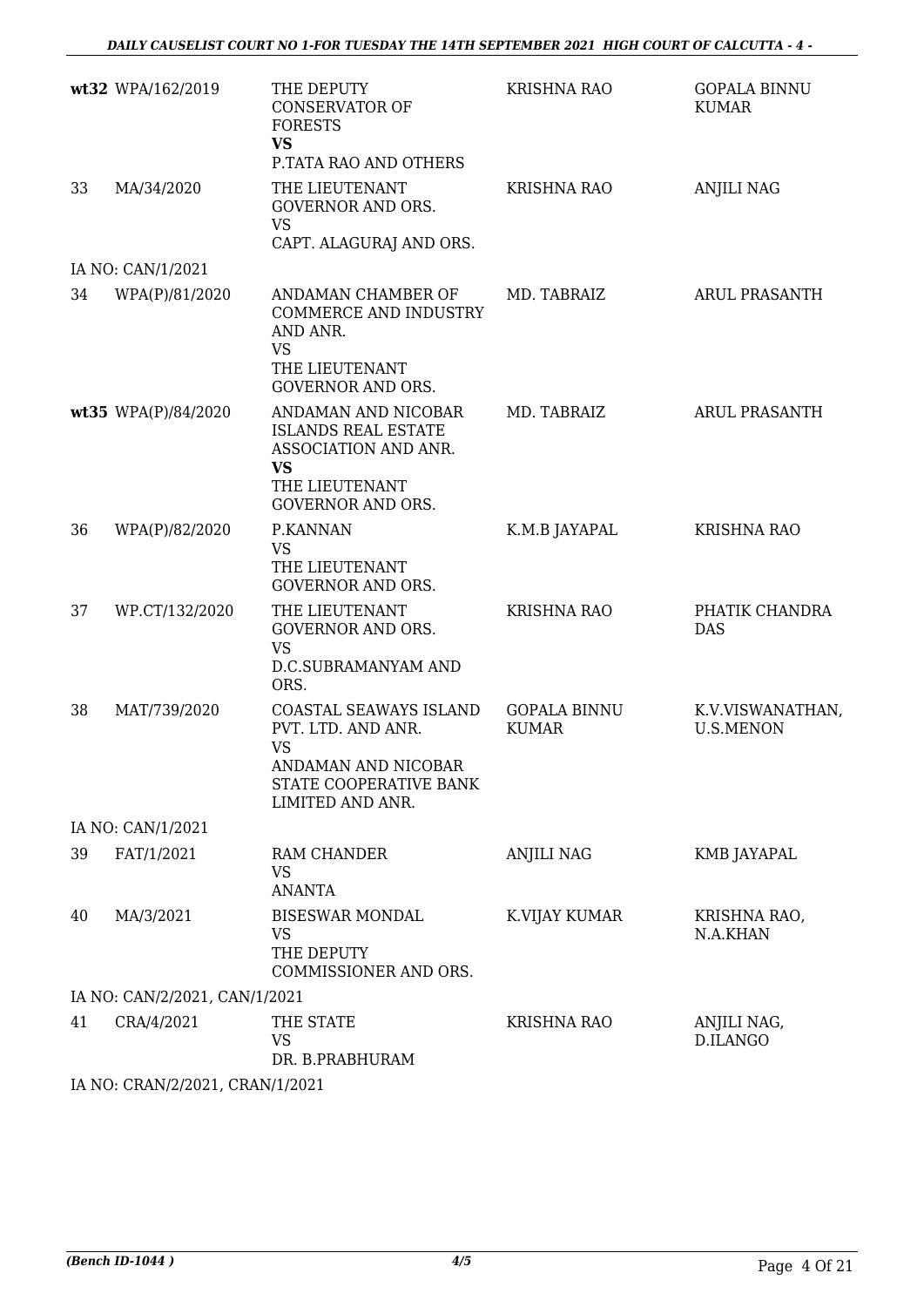| | | | | |
|---|---|---|---|---|
| **wt32** | WPA/162/2019 | THE DEPUTY CONSERVATOR OF FORESTS **VS** P.TATA RAO AND OTHERS | KRISHNA RAO | GOPALA BINNU KUMAR |
| 33 | MA/34/2020 | THE LIEUTENANT GOVERNOR AND ORS. VS CAPT. ALAGURAJ AND ORS. | KRISHNA RAO | ANJILI NAG |
| IA NO: CAN/1/2021 | | | | |
| 34 | WPA(P)/81/2020 | ANDAMAN CHAMBER OF COMMERCE AND INDUSTRY AND ANR. VS THE LIEUTENANT GOVERNOR AND ORS. | MD. TABRAIZ | ARUL PRASANTH |
| **wt35** | WPA(P)/84/2020 | ANDAMAN AND NICOBAR ISLANDS REAL ESTATE ASSOCIATION AND ANR. **VS** THE LIEUTENANT GOVERNOR AND ORS. | MD. TABRAIZ | ARUL PRASANTH |
| 36 | WPA(P)/82/2020 | P.KANNAN VS THE LIEUTENANT GOVERNOR AND ORS. | K.M.B JAYAPAL | KRISHNA RAO |
| 37 | WP.CT/132/2020 | THE LIEUTENANT GOVERNOR AND ORS. VS D.C.SUBRAMANYAM AND ORS. | KRISHNA RAO | PHATIK CHANDRA DAS |
| 38 | MAT/739/2020 | COASTAL SEAWAYS ISLAND PVT. LTD. AND ANR. VS ANDAMAN AND NICOBAR STATE COOPERATIVE BANK LIMITED AND ANR. | GOPALA BINNU KUMAR | K.V.VISWANATHAN, U.S.MENON |
| IA NO: CAN/1/2021 | | | | |
| 39 | FAT/1/2021 | RAM CHANDER VS ANANTA | ANJILI NAG | KMB JAYAPAL |
| 40 | MA/3/2021 | BISESWAR MONDAL VS THE DEPUTY COMMISSIONER AND ORS. | K.VIJAY KUMAR | KRISHNA RAO, N.A.KHAN |
| IA NO: CAN/2/2021, CAN/1/2021 | | | | |
| 41 | CRA/4/2021 | THE STATE VS DR. B.PRABHURAM | KRISHNA RAO | ANJILI NAG, D.ILANGO |
| IA NO: CRAN/2/2021, CRAN/1/2021 | | | | |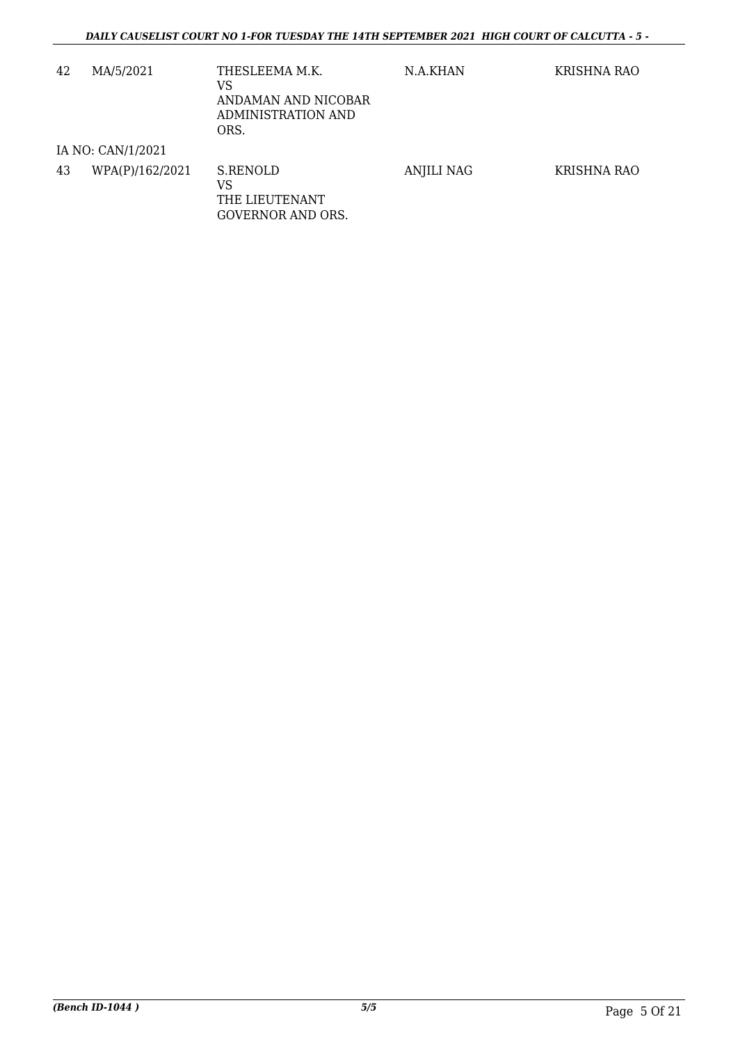| | | | | |
|---|---|---|---|---|
| 42 | MA/5/2021 | THESLEEMA M.K.<br>VS<br>ANDAMAN AND NICOBAR ADMINISTRATION AND ORS. | N.A.KHAN | KRISHNA RAO |
| IA NO: CAN/1/2021 | | | | |
| 43 | WPA(P)/162/2021 | S.RENOLD<br>VS<br>THE LIEUTENANT GOVERNOR AND ORS. | ANJILI NAG | KRISHNA RAO |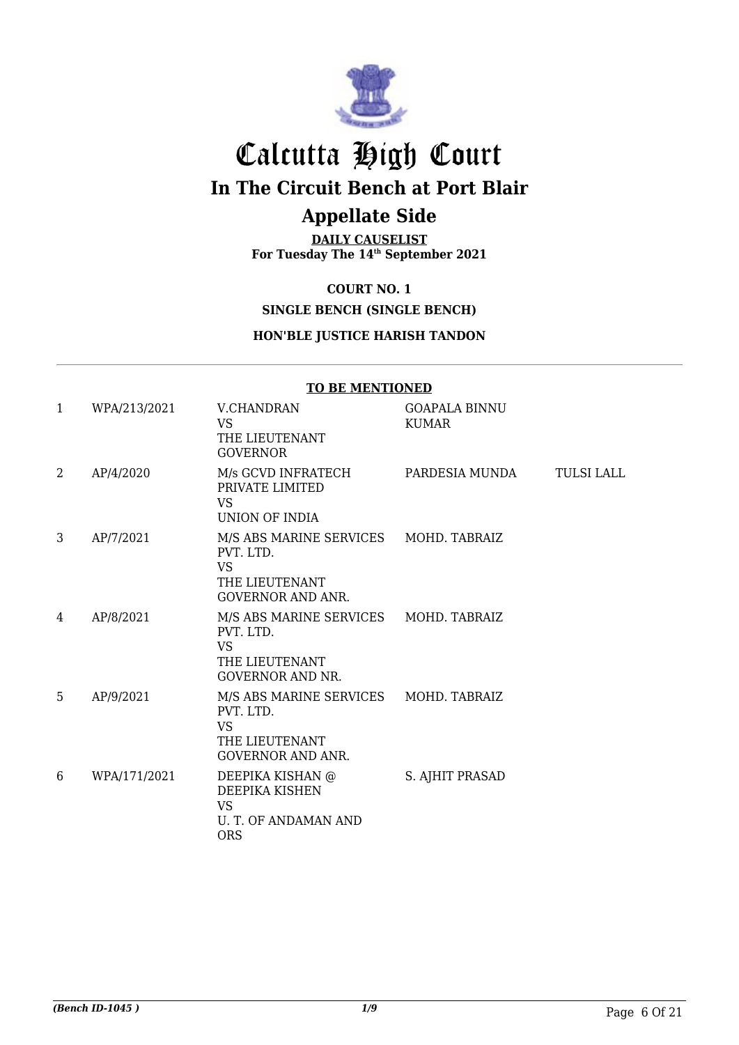# Calcutta High Court

## In The Circuit Bench at Port Blair

## Appellate Side

**DAILY CAUSELIST**
**For Tuesday The 14th September 2021**

**COURT NO. 1**

**SINGLE BENCH (SINGLE BENCH)**

**HON'BLE JUSTICE HARISH TANDON**

**TO BE MENTIONED**

| | | | | |
|---|---|---|---|---|
| 1 | WPA/213/2021 | V.CHANDRAN VS THE LIEUTENANT GOVERNOR | GOAPALA BINNU KUMAR | |
| 2 | AP/4/2020 | M/s GCVD INFRATECH PRIVATE LIMITED VS UNION OF INDIA | PARDESIA MUNDA | TULSI LALL |
| 3 | AP/7/2021 | M/S ABS MARINE SERVICES PVT. LTD. VS THE LIEUTENANT GOVERNOR AND ANR. | MOHD. TABRAIZ | |
| 4 | AP/8/2021 | M/S ABS MARINE SERVICES PVT. LTD. VS THE LIEUTENANT GOVERNOR AND NR. | MOHD. TABRAIZ | |
| 5 | AP/9/2021 | M/S ABS MARINE SERVICES PVT. LTD. VS THE LIEUTENANT GOVERNOR AND ANR. | MOHD. TABRAIZ | |
| 6 | WPA/171/2021 | DEEPIKA KISHAN @ DEEPIKA KISHEN VS U. T. OF ANDAMAN AND ORS | S. AJHIT PRASAD | |

*(Bench ID-1045 )* 1/9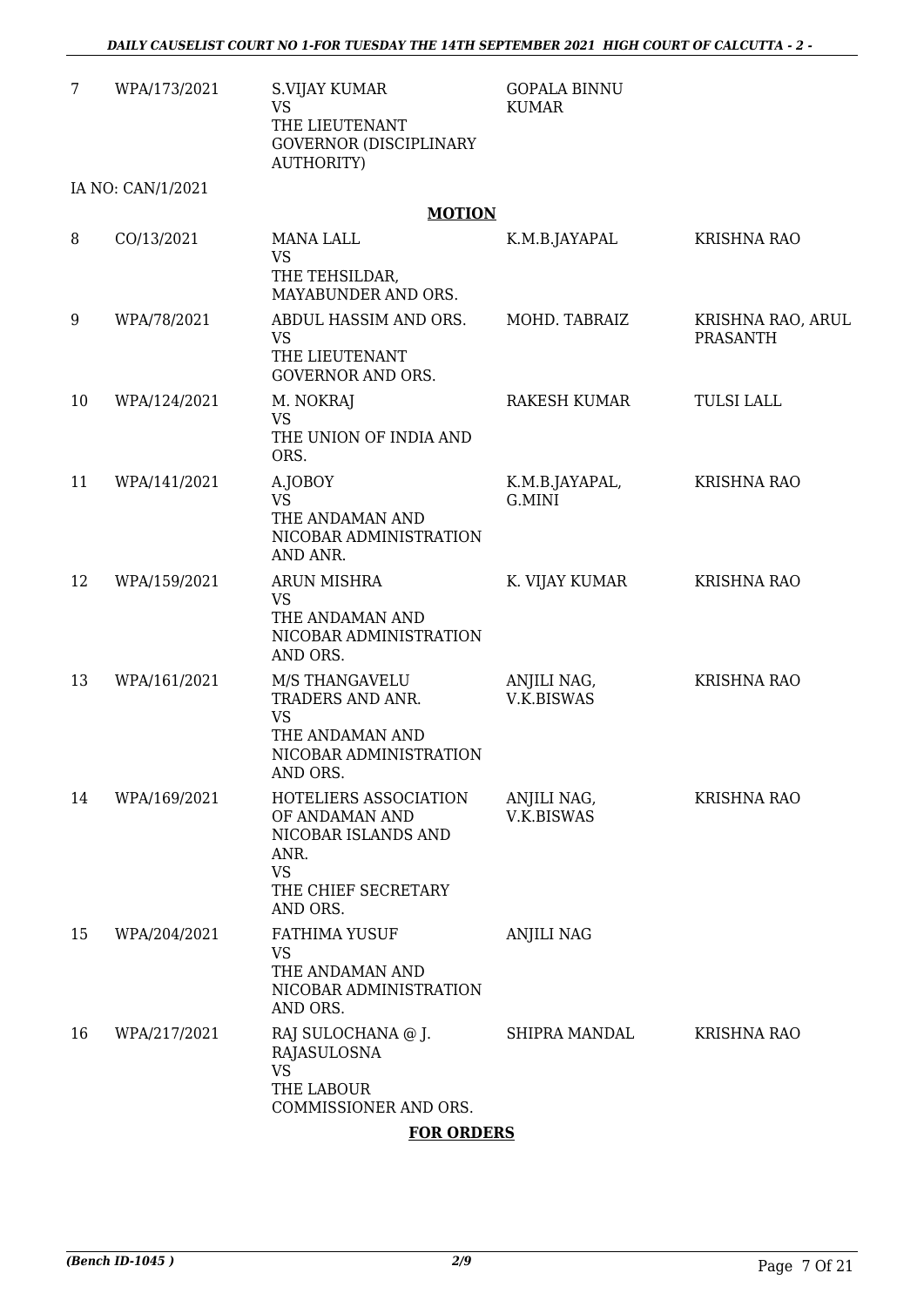| | | | | |
|---|---|---|---|---|
| 7 | WPA/173/2021 | S.VIJAY KUMAR<br>VS<br>THE LIEUTENANT GOVERNOR (DISCIPLINARY AUTHORITY) | GOPALA BINNU KUMAR | |

IA NO: CAN/1/2021

**MOTION**

| | | | | |
|---|---|---|---|---|
| 8 | CO/13/2021 | MANA LALL<br>VS<br>THE TEHSILDAR, MAYABUNDER AND ORS. | K.M.B.JAYAPAL | KRISHNA RAO |
| 9 | WPA/78/2021 | ABDUL HASSIM AND ORS.<br>VS<br>THE LIEUTENANT GOVERNOR AND ORS. | MOHD. TABRAIZ | KRISHNA RAO, ARUL PRASANTH |
| 10 | WPA/124/2021 | M. NOKRAJ<br>VS<br>THE UNION OF INDIA AND ORS. | RAKESH KUMAR | TULSI LALL |
| 11 | WPA/141/2021 | A.JOBOY<br>VS<br>THE ANDAMAN AND NICOBAR ADMINISTRATION AND ANR. | K.M.B.JAYAPAL, G.MINI | KRISHNA RAO |
| 12 | WPA/159/2021 | ARUN MISHRA<br>VS<br>THE ANDAMAN AND NICOBAR ADMINISTRATION AND ORS. | K. VIJAY KUMAR | KRISHNA RAO |
| 13 | WPA/161/2021 | M/S THANGAVELU TRADERS AND ANR.<br>VS<br>THE ANDAMAN AND NICOBAR ADMINISTRATION AND ORS. | ANJILI NAG, V.K.BISWAS | KRISHNA RAO |
| 14 | WPA/169/2021 | HOTELIERS ASSOCIATION OF ANDAMAN AND NICOBAR ISLANDS AND ANR.<br>VS<br>THE CHIEF SECRETARY AND ORS. | ANJILI NAG, V.K.BISWAS | KRISHNA RAO |
| 15 | WPA/204/2021 | FATHIMA YUSUF<br>VS<br>THE ANDAMAN AND NICOBAR ADMINISTRATION AND ORS. | ANJILI NAG | |
| 16 | WPA/217/2021 | RAJ SULOCHANA @ J. RAJASULOSNA<br>VS<br>THE LABOUR COMMISSIONER AND ORS. | SHIPRA MANDAL | KRISHNA RAO |

**FOR ORDERS**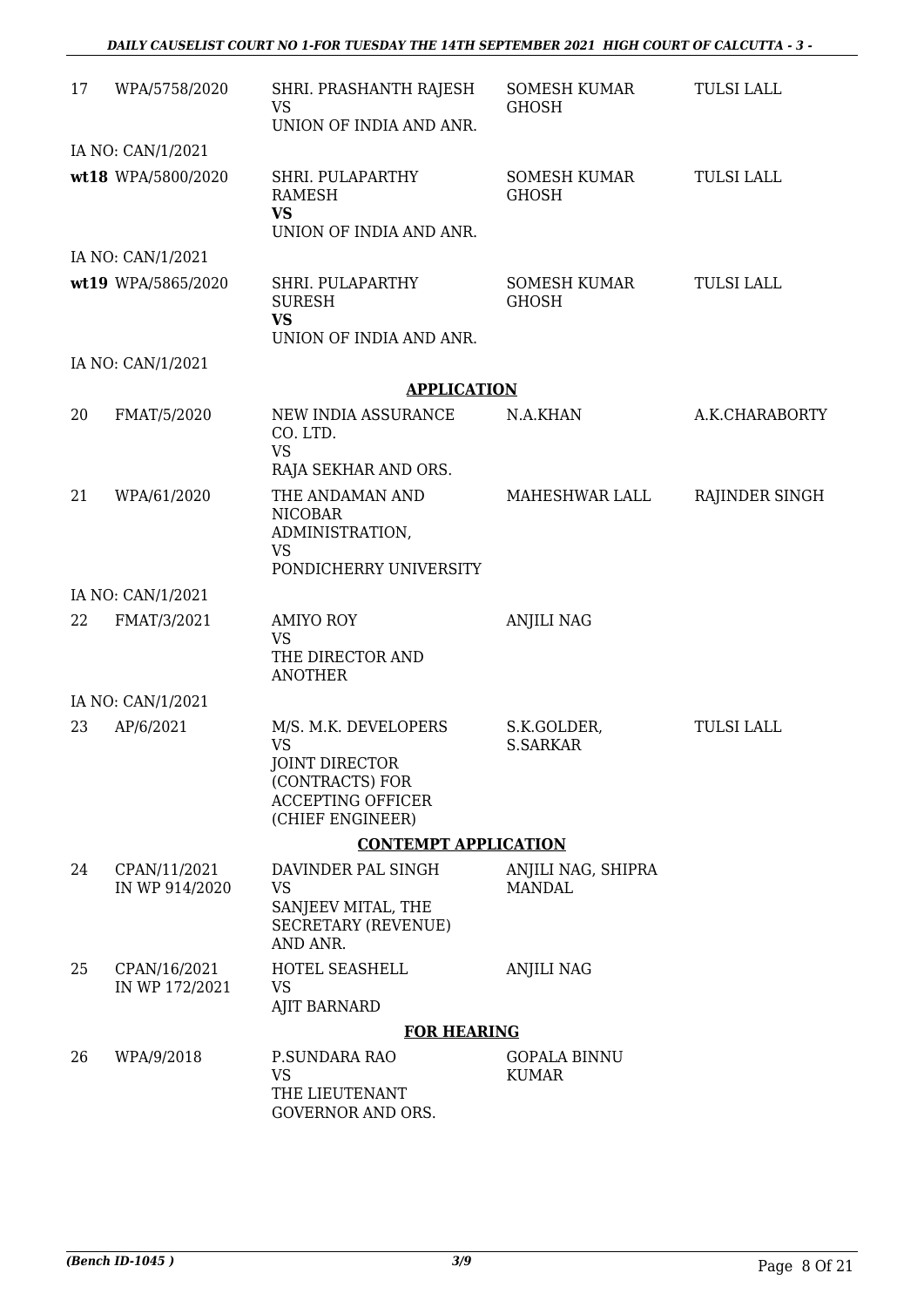| | | | | |
|---|---|---|---|---|
| 17 | WPA/5758/2020 | SHRI. PRASHANTH RAJESH<br>VS<br>UNION OF INDIA AND ANR. | SOMESH KUMAR GHOSH | TULSI LALL |
| | IA NO: CAN/1/2021 | | | |
| **wt18** | WPA/5800/2020 | SHRI. PULAPARTHY RAMESH<br>**VS**<br>UNION OF INDIA AND ANR. | SOMESH KUMAR GHOSH | TULSI LALL |
| | IA NO: CAN/1/2021 | | | |
| **wt19** | WPA/5865/2020 | SHRI. PULAPARTHY SURESH<br>**VS**<br>UNION OF INDIA AND ANR. | SOMESH KUMAR GHOSH | TULSI LALL |
| | IA NO: CAN/1/2021 | | | |
| | | **APPLICATION** | | |
| 20 | FMAT/5/2020 | NEW INDIA ASSURANCE CO. LTD.<br>VS<br>RAJA SEKHAR AND ORS. | N.A.KHAN | A.K.CHARABORTY |
| 21 | WPA/61/2020 | THE ANDAMAN AND NICOBAR ADMINISTRATION,<br>VS<br>PONDICHERRY UNIVERSITY | MAHESHWAR LALL | RAJINDER SINGH |
| | IA NO: CAN/1/2021 | | | |
| 22 | FMAT/3/2021 | AMIYO ROY<br>VS<br>THE DIRECTOR AND ANOTHER | ANJILI NAG | |
| | IA NO: CAN/1/2021 | | | |
| 23 | AP/6/2021 | M/S. M.K. DEVELOPERS<br>VS<br>JOINT DIRECTOR (CONTRACTS) FOR ACCEPTING OFFICER (CHIEF ENGINEER) | S.K.GOLDER, S.SARKAR | TULSI LALL |
| | | **CONTEMPT APPLICATION** | | |
| 24 | CPAN/11/2021 IN WP 914/2020 | DAVINDER PAL SINGH<br>VS<br>SANJEEV MITAL, THE SECRETARY (REVENUE) AND ANR. | ANJILI NAG, SHIPRA MANDAL | |
| 25 | CPAN/16/2021 IN WP 172/2021 | HOTEL SEASHELL<br>VS<br>AJIT BARNARD | ANJILI NAG | |
| | | **FOR HEARING** | | |
| 26 | WPA/9/2018 | P.SUNDARA RAO<br>VS<br>THE LIEUTENANT GOVERNOR AND ORS. | GOPALA BINNU KUMAR | |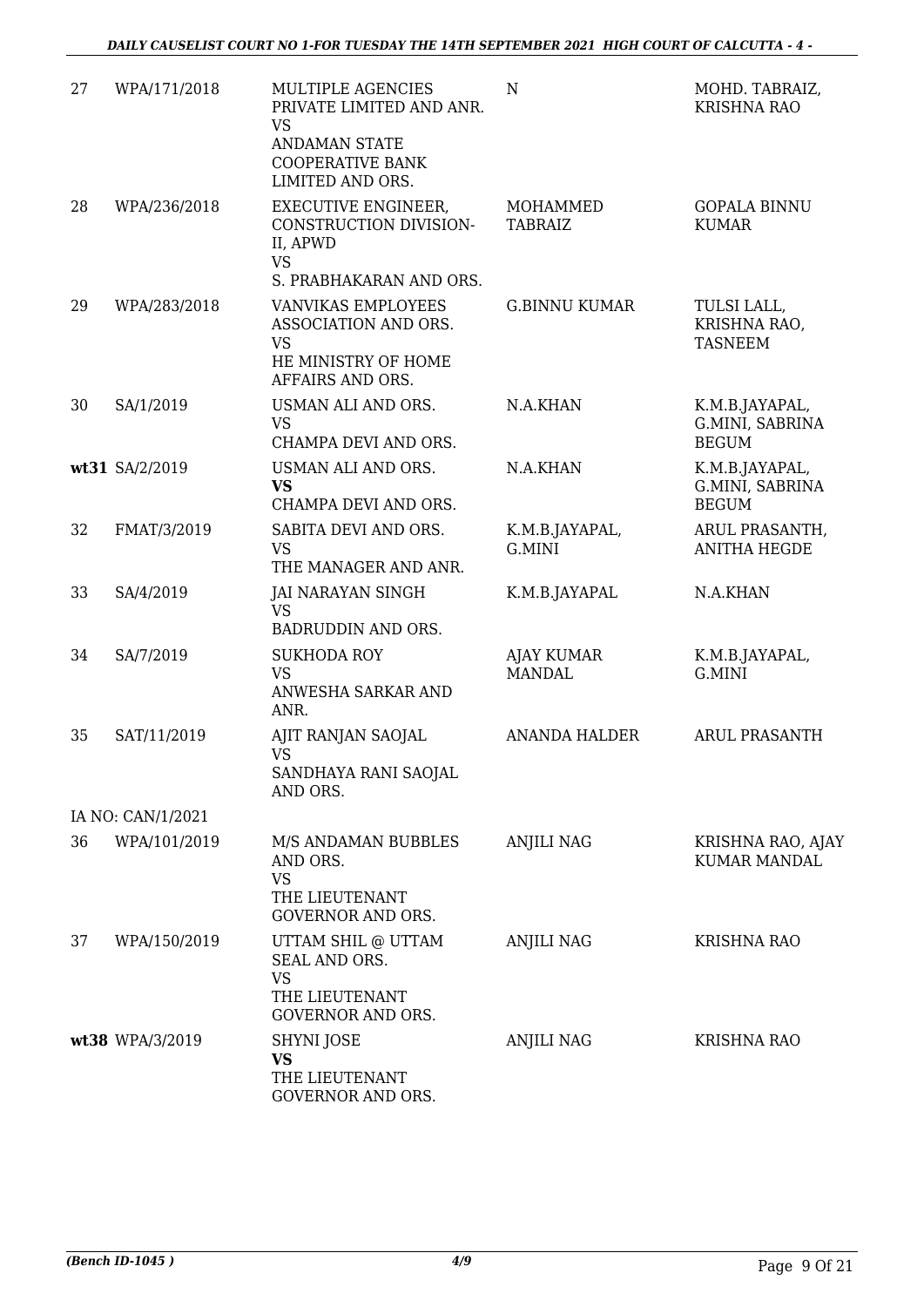| 27 | WPA/171/2018 | MULTIPLE AGENCIES PRIVATE LIMITED AND ANR. VS ANDAMAN STATE COOPERATIVE BANK LIMITED AND ORS. | N | MOHD. TABRAIZ, KRISHNA RAO |
|---|---|---|---|---|
| 28 | WPA/236/2018 | EXECUTIVE ENGINEER, CONSTRUCTION DIVISION-II, APWD VS S. PRABHAKARAN AND ORS. | MOHAMMED TABRAIZ | GOPALA BINNU KUMAR |
| 29 | WPA/283/2018 | VANVIKAS EMPLOYEES ASSOCIATION AND ORS. VS HE MINISTRY OF HOME AFFAIRS AND ORS. | G.BINNU KUMAR | TULSI LALL, KRISHNA RAO, TASNEEM |
| 30 | SA/1/2019 | USMAN ALI AND ORS. VS CHAMPA DEVI AND ORS. | N.A.KHAN | K.M.B.JAYAPAL, G.MINI, SABRINA BEGUM |
| wt31 | SA/2/2019 | USMAN ALI AND ORS. **VS** CHAMPA DEVI AND ORS. | N.A.KHAN | K.M.B.JAYAPAL, G.MINI, SABRINA BEGUM |
| 32 | FMAT/3/2019 | SABITA DEVI AND ORS. VS THE MANAGER AND ANR. | K.M.B.JAYAPAL, G.MINI | ARUL PRASANTH, ANITHA HEGDE |
| 33 | SA/4/2019 | JAI NARAYAN SINGH VS BADRUDDIN AND ORS. | K.M.B.JAYAPAL | N.A.KHAN |
| 34 | SA/7/2019 | SUKHODA ROY VS ANWESHA SARKAR AND ANR. | AJAY KUMAR MANDAL | K.M.B.JAYAPAL, G.MINI |
| 35 | SAT/11/2019 | AJIT RANJAN SAOJAL VS SANDHAYA RANI SAOJAL AND ORS. | ANANDA HALDER | ARUL PRASANTH |
| | IA NO: CAN/1/2021 | | | |
| 36 | WPA/101/2019 | M/S ANDAMAN BUBBLES AND ORS. VS THE LIEUTENANT GOVERNOR AND ORS. | ANJILI NAG | KRISHNA RAO, AJAY KUMAR MANDAL |
| 37 | WPA/150/2019 | UTTAM SHIL @ UTTAM SEAL AND ORS. VS THE LIEUTENANT GOVERNOR AND ORS. | ANJILI NAG | KRISHNA RAO |
| wt38 | WPA/3/2019 | SHYNI JOSE **VS** THE LIEUTENANT GOVERNOR AND ORS. | ANJILI NAG | KRISHNA RAO |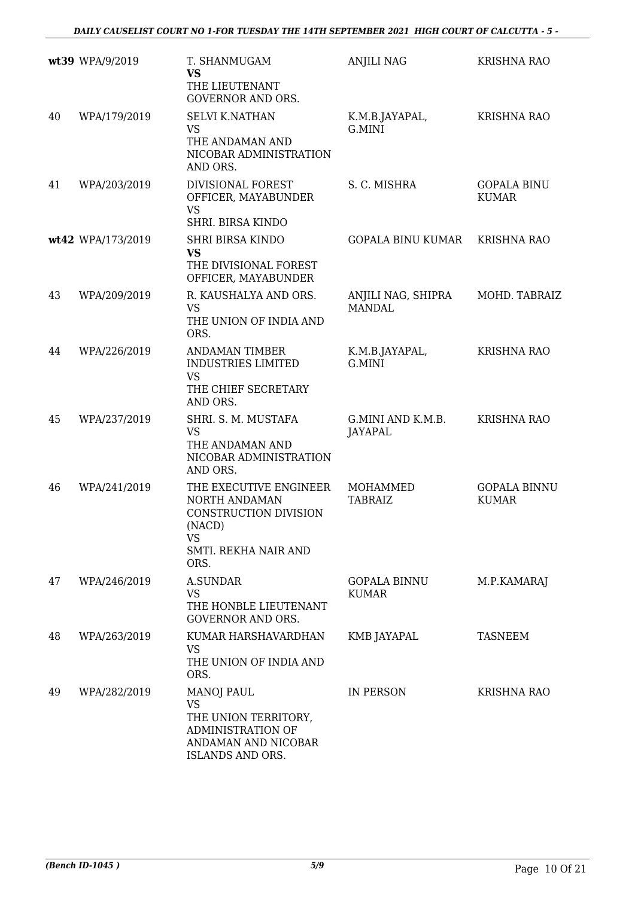| | | | | |
|---|---|---|---|---|
| wt39 | WPA/9/2019 | T. SHANMUGAM **VS** THE LIEUTENANT GOVERNOR AND ORS. | ANJILI NAG | KRISHNA RAO |
| 40 | WPA/179/2019 | SELVI K.NATHAN VS THE ANDAMAN AND NICOBAR ADMINISTRATION AND ORS. | K.M.B.JAYAPAL, G.MINI | KRISHNA RAO |
| 41 | WPA/203/2019 | DIVISIONAL FOREST OFFICER, MAYABUNDER VS SHRI. BIRSA KINDO | S. C. MISHRA | GOPALA BINU KUMAR |
| wt42 | WPA/173/2019 | SHRI BIRSA KINDO **VS** THE DIVISIONAL FOREST OFFICER, MAYABUNDER | GOPALA BINU KUMAR | KRISHNA RAO |
| 43 | WPA/209/2019 | R. KAUSHALYA AND ORS. VS THE UNION OF INDIA AND ORS. | ANJILI NAG, SHIPRA MANDAL | MOHD. TABRAIZ |
| 44 | WPA/226/2019 | ANDAMAN TIMBER INDUSTRIES LIMITED VS THE CHIEF SECRETARY AND ORS. | K.M.B.JAYAPAL, G.MINI | KRISHNA RAO |
| 45 | WPA/237/2019 | SHRI. S. M. MUSTAFA VS THE ANDAMAN AND NICOBAR ADMINISTRATION AND ORS. | G.MINI AND K.M.B. JAYAPAL | KRISHNA RAO |
| 46 | WPA/241/2019 | THE EXECUTIVE ENGINEER NORTH ANDAMAN CONSTRUCTION DIVISION (NACD) VS SMTI. REKHA NAIR AND ORS. | MOHAMMED TABRAIZ | GOPALA BINNU KUMAR |
| 47 | WPA/246/2019 | A.SUNDAR VS THE HONBLE LIEUTENANT GOVERNOR AND ORS. | GOPALA BINNU KUMAR | M.P.KAMARAJ |
| 48 | WPA/263/2019 | KUMAR HARSHAVARDHAN VS THE UNION OF INDIA AND ORS. | KMB JAYAPAL | TASNEEM |
| 49 | WPA/282/2019 | MANOJ PAUL VS THE UNION TERRITORY, ADMINISTRATION OF ANDAMAN AND NICOBAR ISLANDS AND ORS. | IN PERSON | KRISHNA RAO |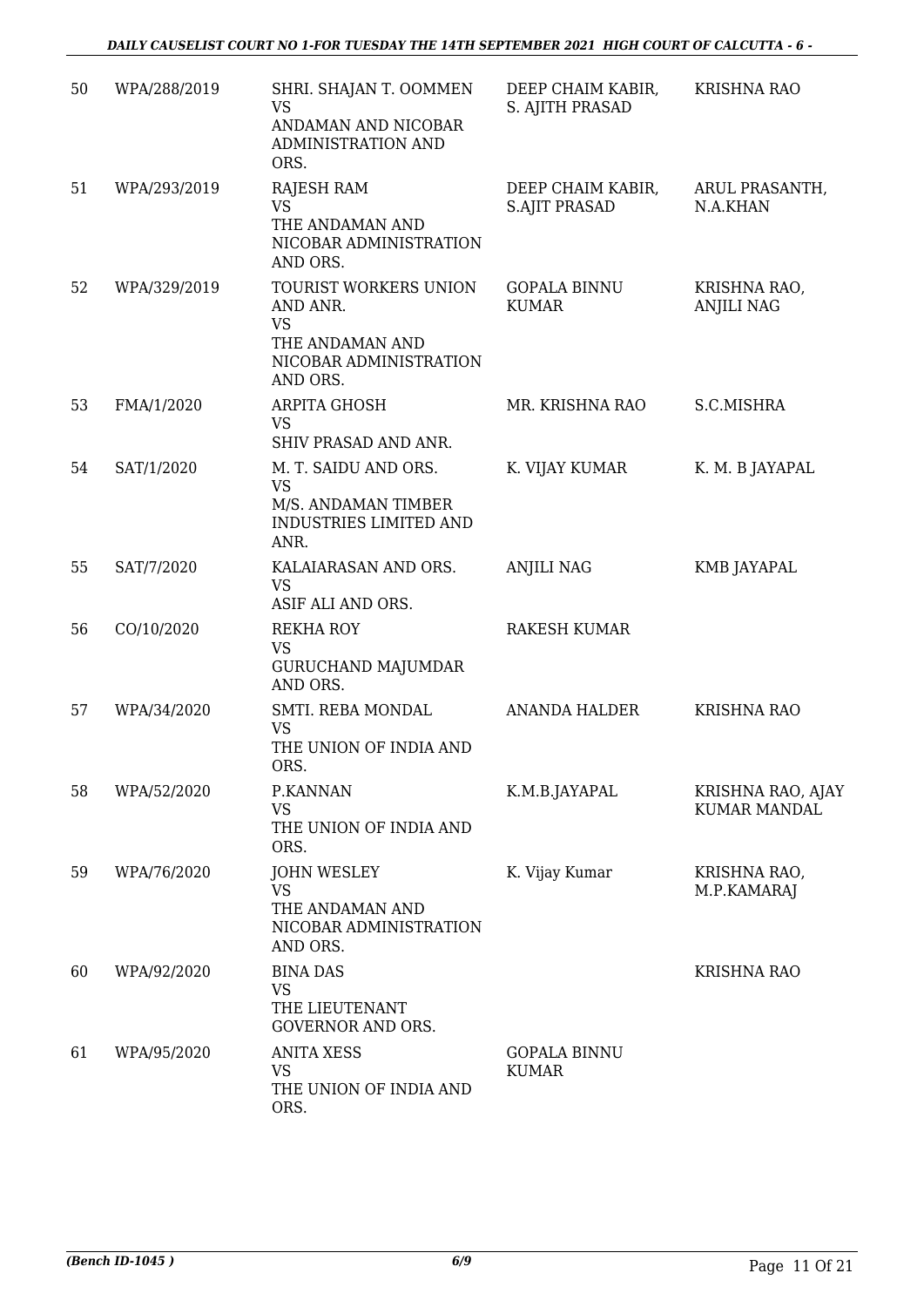| 50 | WPA/288/2019 | SHRI. SHAJAN T. OOMMEN<br>VS<br>ANDAMAN AND NICOBAR ADMINISTRATION AND ORS. | DEEP CHAIM KABIR, S. AJITH PRASAD | KRISHNA RAO |
|---|---|---|---|---|
| 51 | WPA/293/2019 | RAJESH RAM<br>VS<br>THE ANDAMAN AND NICOBAR ADMINISTRATION AND ORS. | DEEP CHAIM KABIR, S.AJIT PRASAD | ARUL PRASANTH, N.A.KHAN |
| 52 | WPA/329/2019 | TOURIST WORKERS UNION AND ANR.<br>VS<br>THE ANDAMAN AND NICOBAR ADMINISTRATION AND ORS. | GOPALA BINNU KUMAR | KRISHNA RAO, ANJILI NAG |
| 53 | FMA/1/2020 | ARPITA GHOSH<br>VS<br>SHIV PRASAD AND ANR. | MR. KRISHNA RAO | S.C.MISHRA |
| 54 | SAT/1/2020 | M. T. SAIDU AND ORS.<br>VS<br>M/S. ANDAMAN TIMBER INDUSTRIES LIMITED AND ANR. | K. VIJAY KUMAR | K. M. B JAYAPAL |
| 55 | SAT/7/2020 | KALAIARASAN AND ORS.<br>VS<br>ASIF ALI AND ORS. | ANJILI NAG | KMB JAYAPAL |
| 56 | CO/10/2020 | REKHA ROY<br>VS<br>GURUCHAND MAJUMDAR AND ORS. | RAKESH KUMAR | |
| 57 | WPA/34/2020 | SMTI. REBA MONDAL<br>VS<br>THE UNION OF INDIA AND ORS. | ANANDA HALDER | KRISHNA RAO |
| 58 | WPA/52/2020 | P.KANNAN<br>VS<br>THE UNION OF INDIA AND ORS. | K.M.B.JAYAPAL | KRISHNA RAO, AJAY KUMAR MANDAL |
| 59 | WPA/76/2020 | JOHN WESLEY<br>VS<br>THE ANDAMAN AND NICOBAR ADMINISTRATION AND ORS. | K. Vijay Kumar | KRISHNA RAO, M.P.KAMARAJ |
| 60 | WPA/92/2020 | BINA DAS<br>VS<br>THE LIEUTENANT GOVERNOR AND ORS. | | KRISHNA RAO |
| 61 | WPA/95/2020 | ANITA XESS<br>VS<br>THE UNION OF INDIA AND ORS. | GOPALA BINNU KUMAR | |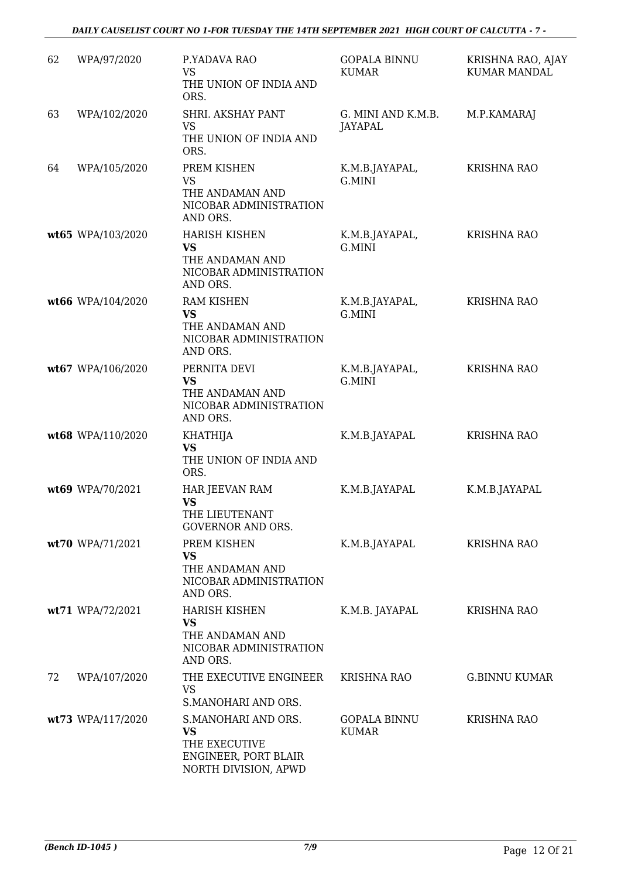| | | | | |
|---|---|---|---|---|
| 62 | WPA/97/2020 | P.YADAVA RAO<br>VS<br>THE UNION OF INDIA AND ORS. | GOPALA BINNU KUMAR | KRISHNA RAO, AJAY KUMAR MANDAL |
| 63 | WPA/102/2020 | SHRI. AKSHAY PANT<br>VS<br>THE UNION OF INDIA AND ORS. | G. MINI AND K.M.B. JAYAPAL | M.P.KAMARAJ |
| 64 | WPA/105/2020 | PREM KISHEN<br>VS<br>THE ANDAMAN AND NICOBAR ADMINISTRATION AND ORS. | K.M.B.JAYAPAL, G.MINI | KRISHNA RAO |
| **wt65** | WPA/103/2020 | HARISH KISHEN<br>**VS**<br>THE ANDAMAN AND NICOBAR ADMINISTRATION AND ORS. | K.M.B.JAYAPAL, G.MINI | KRISHNA RAO |
| **wt66** | WPA/104/2020 | RAM KISHEN<br>**VS**<br>THE ANDAMAN AND NICOBAR ADMINISTRATION AND ORS. | K.M.B.JAYAPAL, G.MINI | KRISHNA RAO |
| **wt67** | WPA/106/2020 | PERNITA DEVI<br>**VS**<br>THE ANDAMAN AND NICOBAR ADMINISTRATION AND ORS. | K.M.B.JAYAPAL, G.MINI | KRISHNA RAO |
| **wt68** | WPA/110/2020 | KHATHIJA<br>**VS**<br>THE UNION OF INDIA AND ORS. | K.M.B.JAYAPAL | KRISHNA RAO |
| **wt69** | WPA/70/2021 | HAR JEEVAN RAM<br>**VS**<br>THE LIEUTENANT GOVERNOR AND ORS. | K.M.B.JAYAPAL | K.M.B.JAYAPAL |
| **wt70** | WPA/71/2021 | PREM KISHEN<br>**VS**<br>THE ANDAMAN AND NICOBAR ADMINISTRATION AND ORS. | K.M.B.JAYAPAL | KRISHNA RAO |
| **wt71** | WPA/72/2021 | HARISH KISHEN<br>**VS**<br>THE ANDAMAN AND NICOBAR ADMINISTRATION AND ORS. | K.M.B. JAYAPAL | KRISHNA RAO |
| 72 | WPA/107/2020 | THE EXECUTIVE ENGINEER<br>VS<br>S.MANOHARI AND ORS. | KRISHNA RAO | G.BINNU KUMAR |
| **wt73** | WPA/117/2020 | S.MANOHARI AND ORS.<br>**VS**<br>THE EXECUTIVE ENGINEER, PORT BLAIR NORTH DIVISION, APWD | GOPALA BINNU KUMAR | KRISHNA RAO |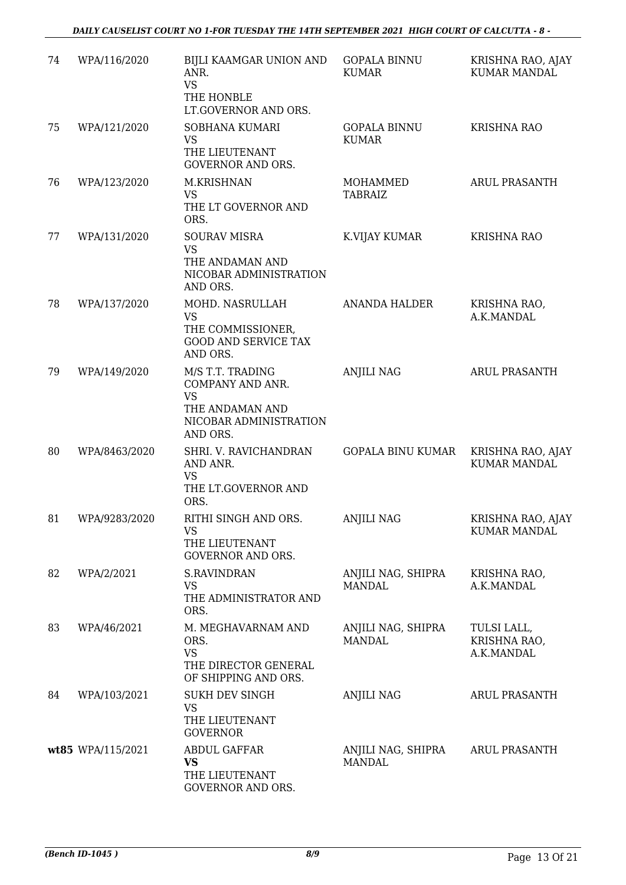| 74 | WPA/116/2020 | BIJLI KAAMGAR UNION AND ANR.<br>VS<br>THE HONBLE LT.GOVERNOR AND ORS. | GOPALA BINNU KUMAR | KRISHNA RAO, AJAY KUMAR MANDAL |
|---|---|---|---|---|
| 75 | WPA/121/2020 | SOBHANA KUMARI<br>VS<br>THE LIEUTENANT GOVERNOR AND ORS. | GOPALA BINNU KUMAR | KRISHNA RAO |
| 76 | WPA/123/2020 | M.KRISHNAN<br>VS<br>THE LT GOVERNOR AND ORS. | MOHAMMED TABRAIZ | ARUL PRASANTH |
| 77 | WPA/131/2020 | SOURAV MISRA<br>VS<br>THE ANDAMAN AND NICOBAR ADMINISTRATION AND ORS. | K.VIJAY KUMAR | KRISHNA RAO |
| 78 | WPA/137/2020 | MOHD. NASRULLAH<br>VS<br>THE COMMISSIONER, GOOD AND SERVICE TAX AND ORS. | ANANDA HALDER | KRISHNA RAO, A.K.MANDAL |
| 79 | WPA/149/2020 | M/S T.T. TRADING COMPANY AND ANR.<br>VS<br>THE ANDAMAN AND NICOBAR ADMINISTRATION AND ORS. | ANJILI NAG | ARUL PRASANTH |
| 80 | WPA/8463/2020 | SHRI. V. RAVICHANDRAN AND ANR.<br>VS<br>THE LT.GOVERNOR AND ORS. | GOPALA BINU KUMAR | KRISHNA RAO, AJAY KUMAR MANDAL |
| 81 | WPA/9283/2020 | RITHI SINGH AND ORS.<br>VS<br>THE LIEUTENANT GOVERNOR AND ORS. | ANJILI NAG | KRISHNA RAO, AJAY KUMAR MANDAL |
| 82 | WPA/2/2021 | S.RAVINDRAN<br>VS<br>THE ADMINISTRATOR AND ORS. | ANJILI NAG, SHIPRA MANDAL | KRISHNA RAO, A.K.MANDAL |
| 83 | WPA/46/2021 | M. MEGHAVARNAM AND ORS.<br>VS<br>THE DIRECTOR GENERAL OF SHIPPING AND ORS. | ANJILI NAG, SHIPRA MANDAL | TULSI LALL, KRISHNA RAO, A.K.MANDAL |
| 84 | WPA/103/2021 | SUKH DEV SINGH<br>VS<br>THE LIEUTENANT GOVERNOR | ANJILI NAG | ARUL PRASANTH |
| **wt85** | WPA/115/2021 | ABDUL GAFFAR<br>**VS**<br>THE LIEUTENANT GOVERNOR AND ORS. | ANJILI NAG, SHIPRA MANDAL | ARUL PRASANTH |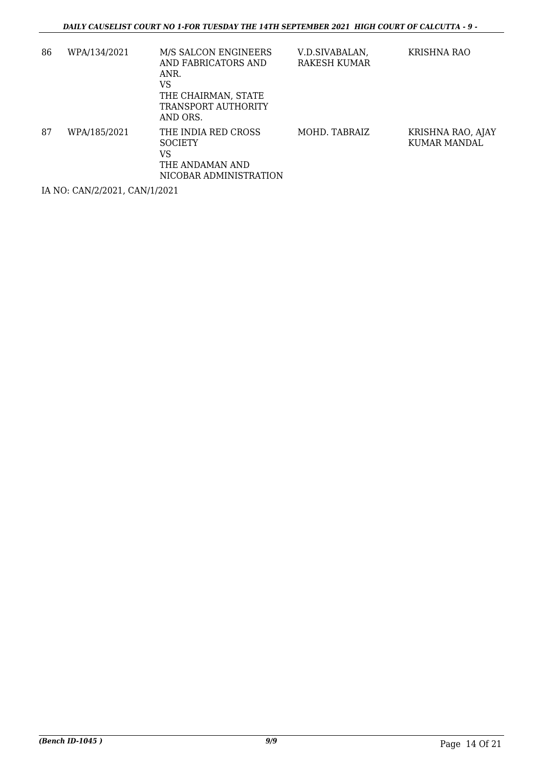| | | | | |
|---|---|---|---|---|
| 86 | WPA/134/2021 | M/S SALCON ENGINEERS AND FABRICATORS AND ANR.<br>VS<br>THE CHAIRMAN, STATE TRANSPORT AUTHORITY AND ORS. | V.D.SIVABALAN, RAKESH KUMAR | KRISHNA RAO |
| 87 | WPA/185/2021 | THE INDIA RED CROSS SOCIETY<br>VS<br>THE ANDAMAN AND NICOBAR ADMINISTRATION | MOHD. TABRAIZ | KRISHNA RAO, AJAY KUMAR MANDAL |

IA NO: CAN/2/2021, CAN/1/2021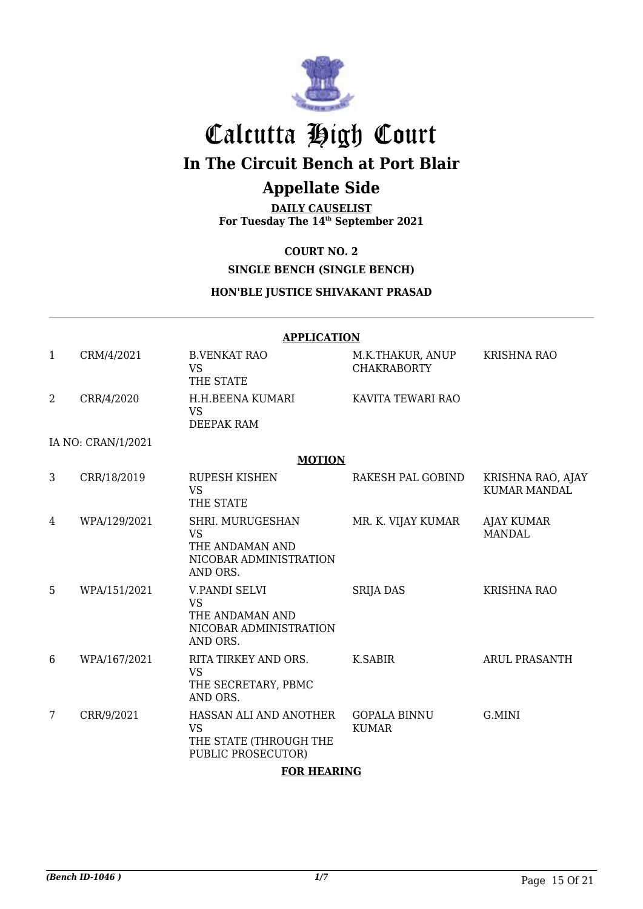# Calcutta High Court

## In The Circuit Bench at Port Blair

## Appellate Side

**DAILY CAUSELIST**
**For Tuesday The 14th September 2021**

**COURT NO. 2**

**SINGLE BENCH (SINGLE BENCH)**

**HON'BLE JUSTICE SHIVAKANT PRASAD**

**APPLICATION**

| | | | | |
|---|---|---|---|---|
| 1 | CRM/4/2021 | B.VENKAT RAO VS THE STATE | M.K.THAKUR, ANUP CHAKRABORTY | KRISHNA RAO |
| 2 | CRR/4/2020 | H.H.BEENA KUMARI VS DEEPAK RAM | KAVITA TEWARI RAO | |

IA NO: CRAN/1/2021

**MOTION**

| | | | | |
|---|---|---|---|---|
| 3 | CRR/18/2019 | RUPESH KISHEN VS THE STATE | RAKESH PAL GOBIND | KRISHNA RAO, AJAY KUMAR MANDAL |
| 4 | WPA/129/2021 | SHRI. MURUGESHAN VS THE ANDAMAN AND NICOBAR ADMINISTRATION AND ORS. | MR. K. VIJAY KUMAR | AJAY KUMAR MANDAL |
| 5 | WPA/151/2021 | V.PANDI SELVI VS THE ANDAMAN AND NICOBAR ADMINISTRATION AND ORS. | SRIJA DAS | KRISHNA RAO |
| 6 | WPA/167/2021 | RITA TIRKEY AND ORS. VS THE SECRETARY, PBMC AND ORS. | K.SABIR | ARUL PRASANTH |
| 7 | CRR/9/2021 | HASSAN ALI AND ANOTHER VS THE STATE (THROUGH THE PUBLIC PROSECUTOR) | GOPALA BINNU KUMAR | G.MINI |

**FOR HEARING**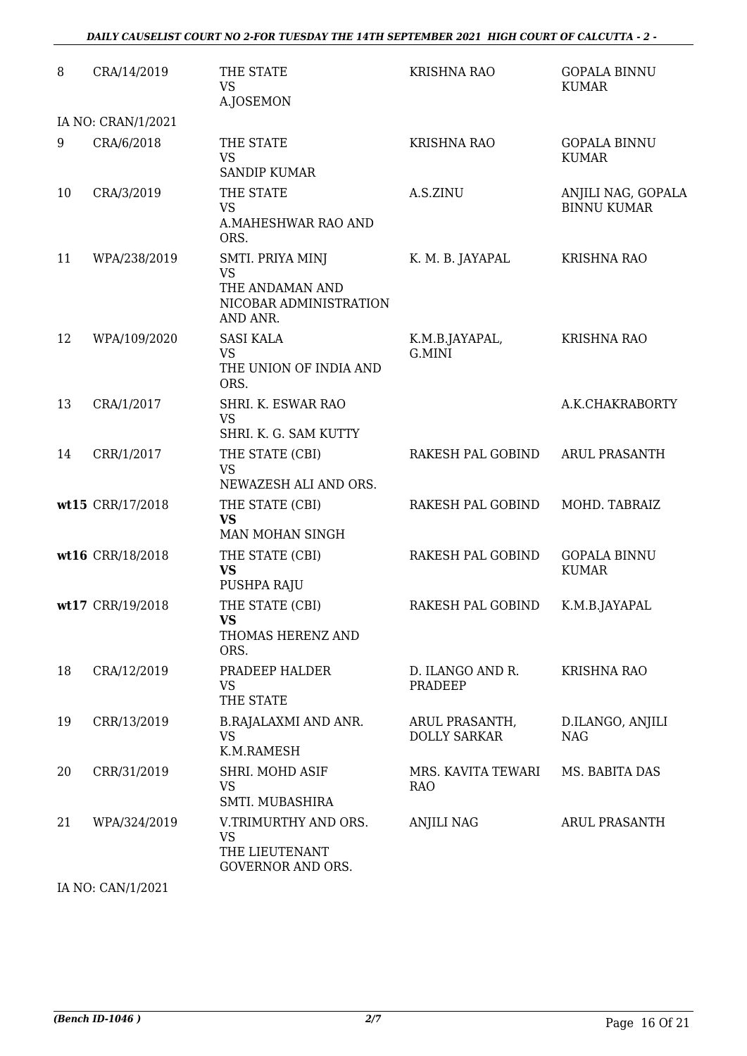| | | | | |
|---|---|---|---|---|
| 8 | CRA/14/2019 | THE STATE<br>VS<br>A.JOSEMON | KRISHNA RAO | GOPALA BINNU KUMAR |
| | IA NO: CRAN/1/2021 | | | |
| 9 | CRA/6/2018 | THE STATE<br>VS<br>SANDIP KUMAR | KRISHNA RAO | GOPALA BINNU KUMAR |
| 10 | CRA/3/2019 | THE STATE<br>VS<br>A.MAHESHWAR RAO AND ORS. | A.S.ZINU | ANJILI NAG, GOPALA BINNU KUMAR |
| 11 | WPA/238/2019 | SMTI. PRIYA MINJ<br>VS<br>THE ANDAMAN AND NICOBAR ADMINISTRATION AND ANR. | K. M. B. JAYAPAL | KRISHNA RAO |
| 12 | WPA/109/2020 | SASI KALA<br>VS<br>THE UNION OF INDIA AND ORS. | K.M.B.JAYAPAL, G.MINI | KRISHNA RAO |
| 13 | CRA/1/2017 | SHRI. K. ESWAR RAO<br>VS<br>SHRI. K. G. SAM KUTTY | | A.K.CHAKRABORTY |
| 14 | CRR/1/2017 | THE STATE (CBI)<br>VS<br>NEWAZESH ALI AND ORS. | RAKESH PAL GOBIND | ARUL PRASANTH |
| **wt15** | CRR/17/2018 | THE STATE (CBI)<br>**VS**<br>MAN MOHAN SINGH | RAKESH PAL GOBIND | MOHD. TABRAIZ |
| **wt16** | CRR/18/2018 | THE STATE (CBI)<br>**VS**<br>PUSHPA RAJU | RAKESH PAL GOBIND | GOPALA BINNU KUMAR |
| **wt17** | CRR/19/2018 | THE STATE (CBI)<br>**VS**<br>THOMAS HERENZ AND ORS. | RAKESH PAL GOBIND | K.M.B.JAYAPAL |
| 18 | CRA/12/2019 | PRADEEP HALDER<br>VS<br>THE STATE | D. ILANGO AND R. PRADEEP | KRISHNA RAO |
| 19 | CRR/13/2019 | B.RAJALAXMI AND ANR.<br>VS<br>K.M.RAMESH | ARUL PRASANTH, DOLLY SARKAR | D.ILANGO, ANJILI NAG |
| 20 | CRR/31/2019 | SHRI. MOHD ASIF<br>VS<br>SMTI. MUBASHIRA | MRS. KAVITA TEWARI RAO | MS. BABITA DAS |
| 21 | WPA/324/2019 | V.TRIMURTHY AND ORS.<br>VS<br>THE LIEUTENANT GOVERNOR AND ORS. | ANJILI NAG | ARUL PRASANTH |
| | IA NO: CAN/1/2021 | | | |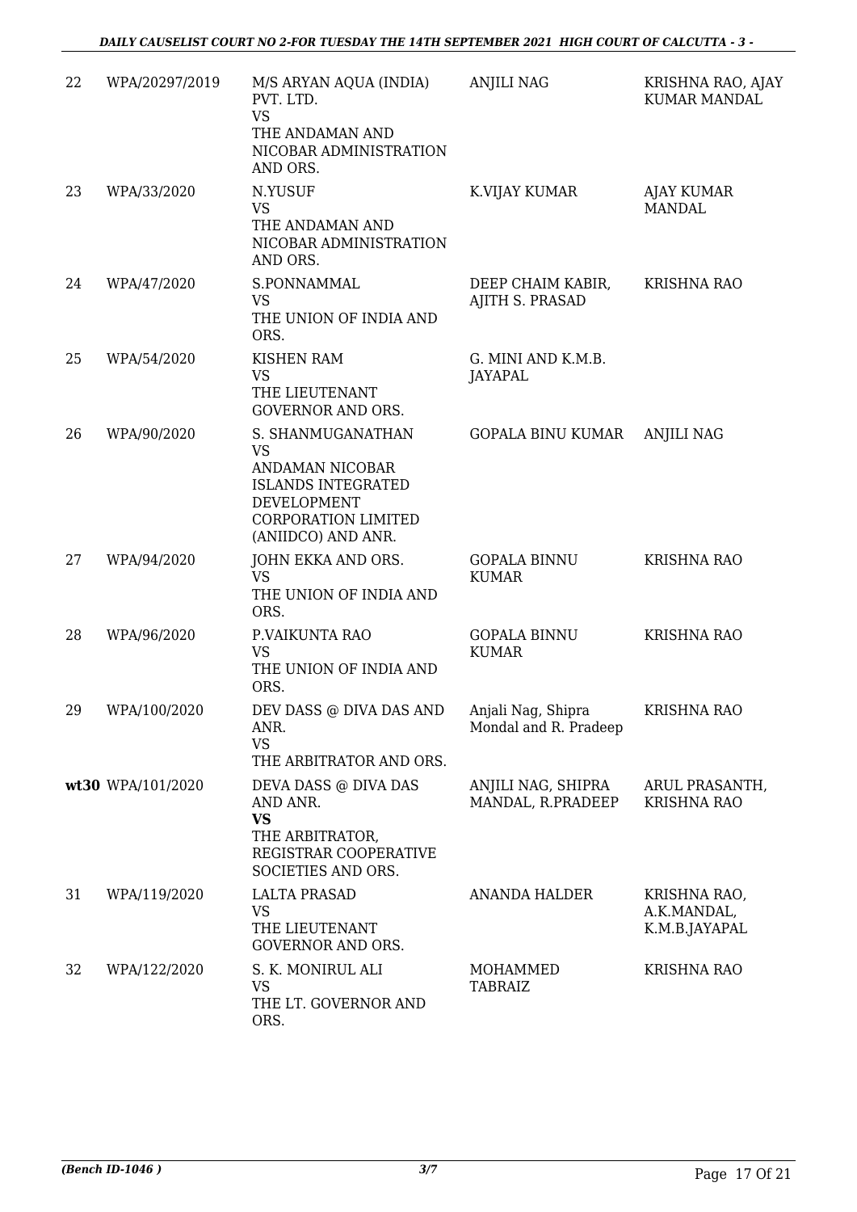| 22 | WPA/20297/2019 | M/S ARYAN AQUA (INDIA) PVT. LTD. VS THE ANDAMAN AND NICOBAR ADMINISTRATION AND ORS. | ANJILI NAG | KRISHNA RAO, AJAY KUMAR MANDAL |
|---|---|---|---|---|
| 23 | WPA/33/2020 | N.YUSUF VS THE ANDAMAN AND NICOBAR ADMINISTRATION AND ORS. | K.VIJAY KUMAR | AJAY KUMAR MANDAL |
| 24 | WPA/47/2020 | S.PONNAMMAL VS THE UNION OF INDIA AND ORS. | DEEP CHAIM KABIR, AJITH S. PRASAD | KRISHNA RAO |
| 25 | WPA/54/2020 | KISHEN RAM VS THE LIEUTENANT GOVERNOR AND ORS. | G. MINI AND K.M.B. JAYAPAL | |
| 26 | WPA/90/2020 | S. SHANMUGANATHAN VS ANDAMAN NICOBAR ISLANDS INTEGRATED DEVELOPMENT CORPORATION LIMITED (ANIIDCO) AND ANR. | GOPALA BINU KUMAR | ANJILI NAG |
| 27 | WPA/94/2020 | JOHN EKKA AND ORS. VS THE UNION OF INDIA AND ORS. | GOPALA BINNU KUMAR | KRISHNA RAO |
| 28 | WPA/96/2020 | P.VAIKUNTA RAO VS THE UNION OF INDIA AND ORS. | GOPALA BINNU KUMAR | KRISHNA RAO |
| 29 | WPA/100/2020 | DEV DASS @ DIVA DAS AND ANR. VS THE ARBITRATOR AND ORS. | Anjali Nag, Shipra Mondal and R. Pradeep | KRISHNA RAO |
| **wt30** | WPA/101/2020 | DEVA DASS @ DIVA DAS AND ANR. **VS** THE ARBITRATOR, REGISTRAR COOPERATIVE SOCIETIES AND ORS. | ANJILI NAG, SHIPRA MANDAL, R.PRADEEP | ARUL PRASANTH, KRISHNA RAO |
| 31 | WPA/119/2020 | LALTA PRASAD VS THE LIEUTENANT GOVERNOR AND ORS. | ANANDA HALDER | KRISHNA RAO, A.K.MANDAL, K.M.B.JAYAPAL |
| 32 | WPA/122/2020 | S. K. MONIRUL ALI VS THE LT. GOVERNOR AND ORS. | MOHAMMED TABRAIZ | KRISHNA RAO |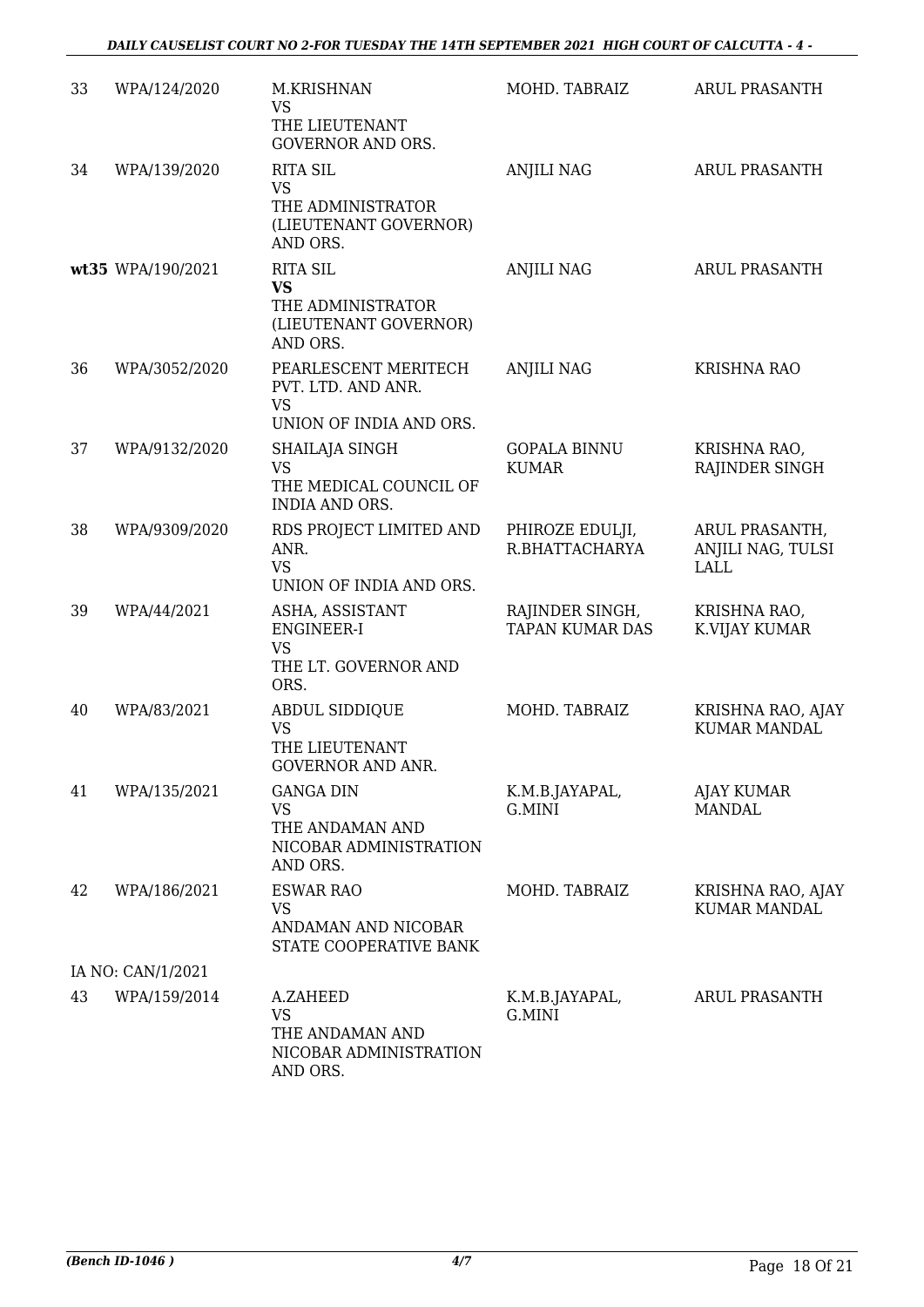| | | | | |
|---|---|---|---|---|
| 33 | WPA/124/2020 | M.KRISHNAN<br>VS<br>THE LIEUTENANT GOVERNOR AND ORS. | MOHD. TABRAIZ | ARUL PRASANTH |
| 34 | WPA/139/2020 | RITA SIL<br>VS<br>THE ADMINISTRATOR (LIEUTENANT GOVERNOR) AND ORS. | ANJILI NAG | ARUL PRASANTH |
| **wt35** | WPA/190/2021 | RITA SIL<br>**VS**<br>THE ADMINISTRATOR (LIEUTENANT GOVERNOR) AND ORS. | ANJILI NAG | ARUL PRASANTH |
| 36 | WPA/3052/2020 | PEARLESCENT MERITECH PVT. LTD. AND ANR.<br>VS<br>UNION OF INDIA AND ORS. | ANJILI NAG | KRISHNA RAO |
| 37 | WPA/9132/2020 | SHAILAJA SINGH<br>VS<br>THE MEDICAL COUNCIL OF INDIA AND ORS. | GOPALA BINNU KUMAR | KRISHNA RAO, RAJINDER SINGH |
| 38 | WPA/9309/2020 | RDS PROJECT LIMITED AND ANR.<br>VS<br>UNION OF INDIA AND ORS. | PHIROZE EDULJI, R.BHATTACHARYA | ARUL PRASANTH, ANJILI NAG, TULSI LALL |
| 39 | WPA/44/2021 | ASHA, ASSISTANT ENGINEER-I<br>VS<br>THE LT. GOVERNOR AND ORS. | RAJINDER SINGH, TAPAN KUMAR DAS | KRISHNA RAO, K.VIJAY KUMAR |
| 40 | WPA/83/2021 | ABDUL SIDDIQUE<br>VS<br>THE LIEUTENANT GOVERNOR AND ANR. | MOHD. TABRAIZ | KRISHNA RAO, AJAY KUMAR MANDAL |
| 41 | WPA/135/2021 | GANGA DIN<br>VS<br>THE ANDAMAN AND NICOBAR ADMINISTRATION AND ORS. | K.M.B.JAYAPAL, G.MINI | AJAY KUMAR MANDAL |
| 42 | WPA/186/2021 | ESWAR RAO<br>VS<br>ANDAMAN AND NICOBAR STATE COOPERATIVE BANK | MOHD. TABRAIZ | KRISHNA RAO, AJAY KUMAR MANDAL |
| | IA NO: CAN/1/2021 | | | |
| 43 | WPA/159/2014 | A.ZAHEED<br>VS<br>THE ANDAMAN AND NICOBAR ADMINISTRATION AND ORS. | K.M.B.JAYAPAL, G.MINI | ARUL PRASANTH |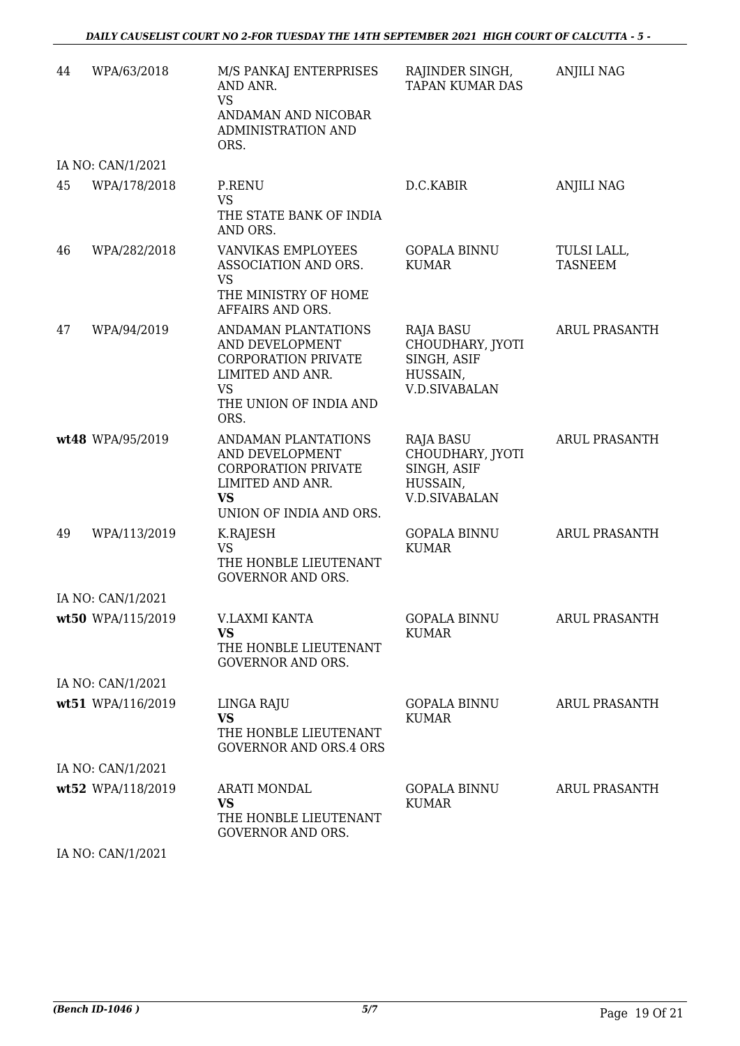| | | | | |
|---|---|---|---|---|
| 44 | WPA/63/2018 | M/S PANKAJ ENTERPRISES AND ANR.<br>VS<br>ANDAMAN AND NICOBAR ADMINISTRATION AND ORS. | RAJINDER SINGH, TAPAN KUMAR DAS | ANJILI NAG |
| | IA NO: CAN/1/2021 | | | |
| 45 | WPA/178/2018 | P.RENU<br>VS<br>THE STATE BANK OF INDIA AND ORS. | D.C.KABIR | ANJILI NAG |
| 46 | WPA/282/2018 | VANVIKAS EMPLOYEES ASSOCIATION AND ORS.<br>VS<br>THE MINISTRY OF HOME AFFAIRS AND ORS. | GOPALA BINNU KUMAR | TULSI LALL, TASNEEM |
| 47 | WPA/94/2019 | ANDAMAN PLANTATIONS AND DEVELOPMENT CORPORATION PRIVATE LIMITED AND ANR.<br>VS<br>THE UNION OF INDIA AND ORS. | RAJA BASU CHOUDHARY, JYOTI SINGH, ASIF HUSSAIN, V.D.SIVABALAN | ARUL PRASANTH |
| **wt48** | WPA/95/2019 | ANDAMAN PLANTATIONS AND DEVELOPMENT CORPORATION PRIVATE LIMITED AND ANR.<br>**VS**<br>UNION OF INDIA AND ORS. | RAJA BASU CHOUDHARY, JYOTI SINGH, ASIF HUSSAIN, V.D.SIVABALAN | ARUL PRASANTH |
| 49 | WPA/113/2019 | K.RAJESH<br>VS<br>THE HONBLE LIEUTENANT GOVERNOR AND ORS. | GOPALA BINNU KUMAR | ARUL PRASANTH |
| | IA NO: CAN/1/2021 | | | |
| **wt50** | WPA/115/2019 | V.LAXMI KANTA<br>**VS**<br>THE HONBLE LIEUTENANT GOVERNOR AND ORS. | GOPALA BINNU KUMAR | ARUL PRASANTH |
| | IA NO: CAN/1/2021 | | | |
| **wt51** | WPA/116/2019 | LINGA RAJU<br>**VS**<br>THE HONBLE LIEUTENANT GOVERNOR AND ORS.4 ORS | GOPALA BINNU KUMAR | ARUL PRASANTH |
| | IA NO: CAN/1/2021 | | | |
| **wt52** | WPA/118/2019 | ARATI MONDAL<br>**VS**<br>THE HONBLE LIEUTENANT GOVERNOR AND ORS. | GOPALA BINNU KUMAR | ARUL PRASANTH |
| | IA NO: CAN/1/2021 | | | |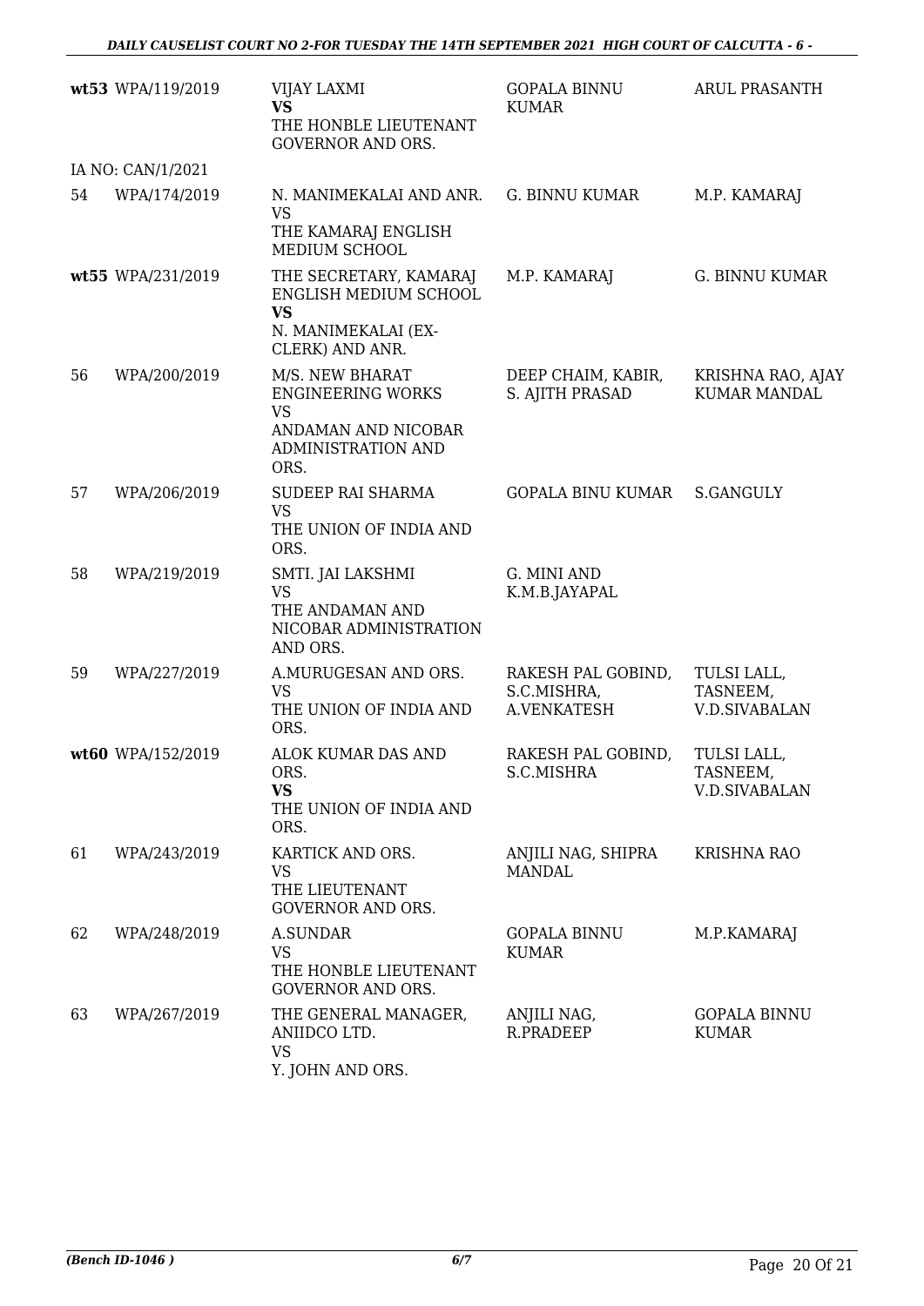| | | | | |
|---|---|---|---|---|
| wt53 | WPA/119/2019 | VIJAY LAXMI **VS** THE HONBLE LIEUTENANT GOVERNOR AND ORS. | GOPALA BINNU KUMAR | ARUL PRASANTH |
| | IA NO: CAN/1/2021 | | | |
| 54 | WPA/174/2019 | N. MANIMEKALAI AND ANR. VS THE KAMARAJ ENGLISH MEDIUM SCHOOL | G. BINNU KUMAR | M.P. KAMARAJ |
| wt55 | WPA/231/2019 | THE SECRETARY, KAMARAJ ENGLISH MEDIUM SCHOOL **VS** N. MANIMEKALAI (EX-CLERK) AND ANR. | M.P. KAMARAJ | G. BINNU KUMAR |
| 56 | WPA/200/2019 | M/S. NEW BHARAT ENGINEERING WORKS VS ANDAMAN AND NICOBAR ADMINISTRATION AND ORS. | DEEP CHAIM, KABIR, S. AJITH PRASAD | KRISHNA RAO, AJAY KUMAR MANDAL |
| 57 | WPA/206/2019 | SUDEEP RAI SHARMA VS THE UNION OF INDIA AND ORS. | GOPALA BINU KUMAR | S.GANGULY |
| 58 | WPA/219/2019 | SMTI. JAI LAKSHMI VS THE ANDAMAN AND NICOBAR ADMINISTRATION AND ORS. | G. MINI AND K.M.B.JAYAPAL | |
| 59 | WPA/227/2019 | A.MURUGESAN AND ORS. VS THE UNION OF INDIA AND ORS. | RAKESH PAL GOBIND, S.C.MISHRA, A.VENKATESH | TULSI LALL, TASNEEM, V.D.SIVABALAN |
| wt60 | WPA/152/2019 | ALOK KUMAR DAS AND ORS. **VS** THE UNION OF INDIA AND ORS. | RAKESH PAL GOBIND, S.C.MISHRA | TULSI LALL, TASNEEM, V.D.SIVABALAN |
| 61 | WPA/243/2019 | KARTICK AND ORS. VS THE LIEUTENANT GOVERNOR AND ORS. | ANJILI NAG, SHIPRA MANDAL | KRISHNA RAO |
| 62 | WPA/248/2019 | A.SUNDAR VS THE HONBLE LIEUTENANT GOVERNOR AND ORS. | GOPALA BINNU KUMAR | M.P.KAMARAJ |
| 63 | WPA/267/2019 | THE GENERAL MANAGER, ANIIDCO LTD. VS Y. JOHN AND ORS. | ANJILI NAG, R.PRADEEP | GOPALA BINNU KUMAR |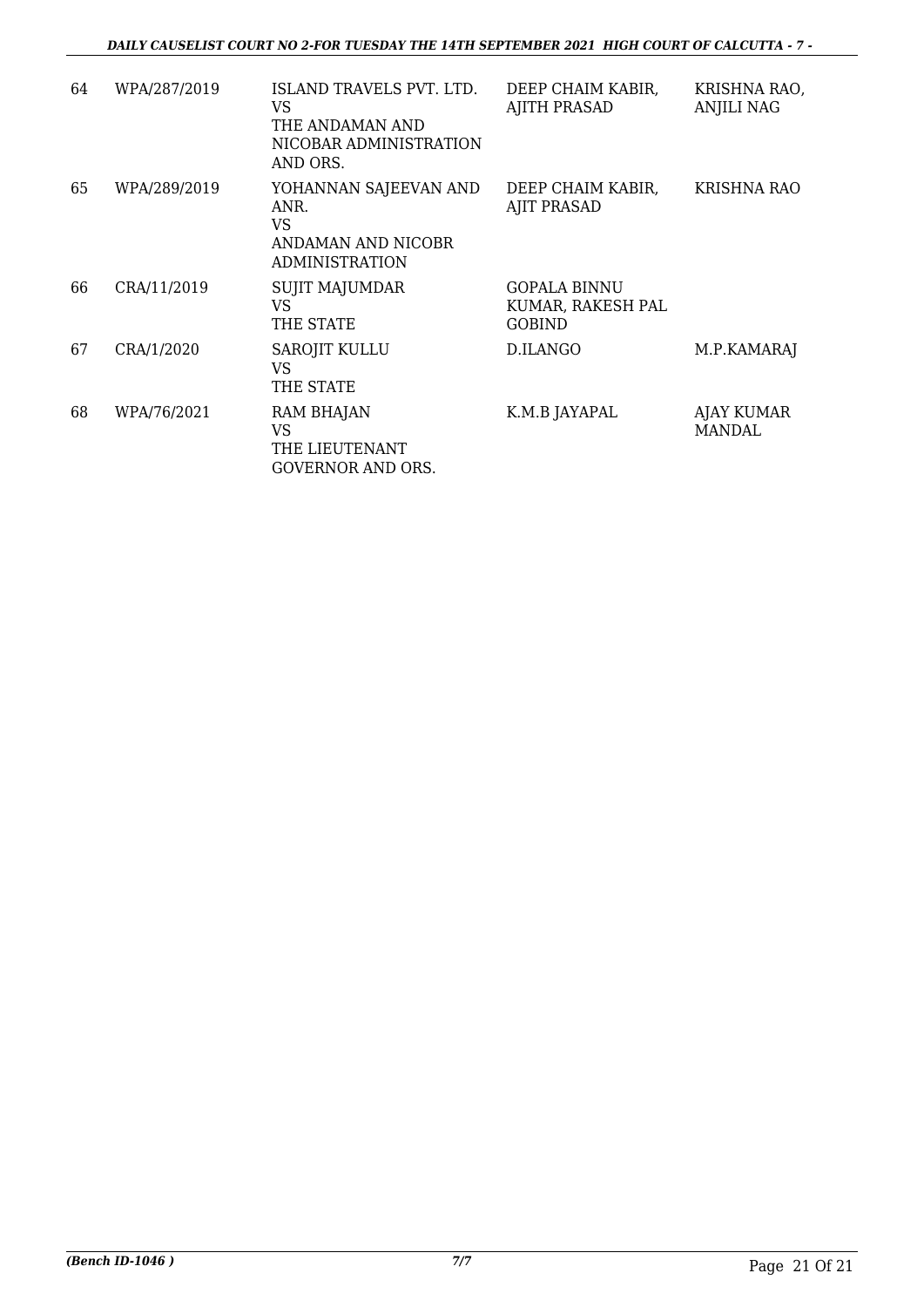| | | | | |
|---|---|---|---|---|
| 64 | WPA/287/2019 | ISLAND TRAVELS PVT. LTD. VS THE ANDAMAN AND NICOBAR ADMINISTRATION AND ORS. | DEEP CHAIM KABIR, AJITH PRASAD | KRISHNA RAO, ANJILI NAG |
| 65 | WPA/289/2019 | YOHANNAN SAJEEVAN AND ANR. VS ANDAMAN AND NICOBR ADMINISTRATION | DEEP CHAIM KABIR, AJIT PRASAD | KRISHNA RAO |
| 66 | CRA/11/2019 | SUJIT MAJUMDAR VS THE STATE | GOPALA BINNU KUMAR, RAKESH PAL GOBIND | |
| 67 | CRA/1/2020 | SAROJIT KULLU VS THE STATE | D.ILANGO | M.P.KAMARAJ |
| 68 | WPA/76/2021 | RAM BHAJAN VS THE LIEUTENANT GOVERNOR AND ORS. | K.M.B JAYAPAL | AJAY KUMAR MANDAL |